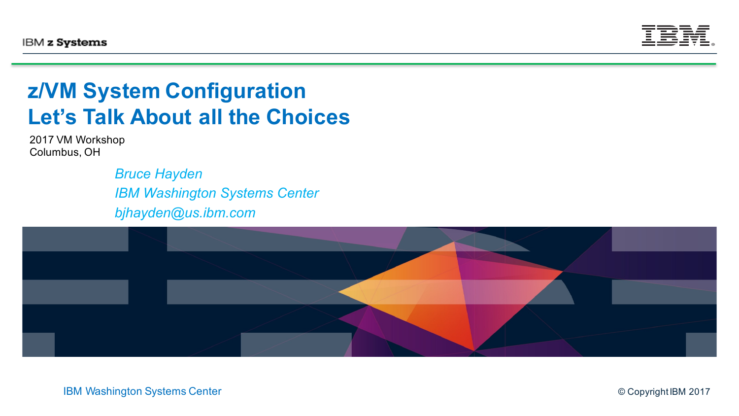# z/VM System Configuration
# Let's Talk About all the Choices

2017 VM Workshop
Columbus, OH

*Bruce Hayden*
*IBM Washington Systems Center*
*bjhayden@us.ibm.com*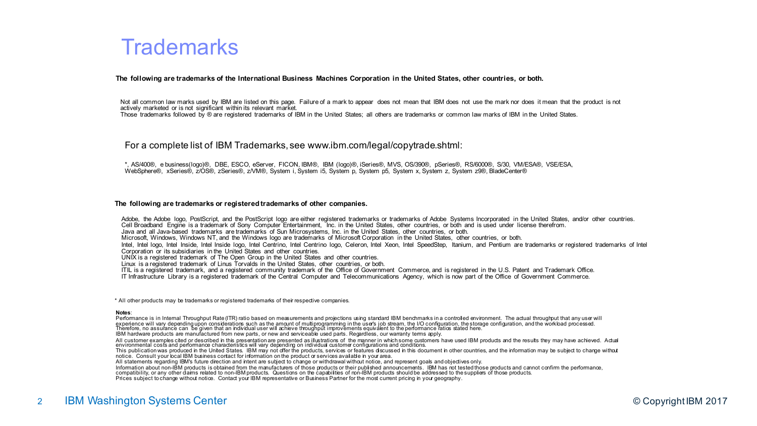# Trademarks

**The following are trademarks of the International Business Machines Corporation in the United States, other countries, or both.**

Not all common law marks used by IBM are listed on this page. Failure of a mark to appear does not mean that IBM does not use the mark nor does it mean that the product is not actively marketed or is not significant within its relevant market.
Those trademarks followed by ® are registered trademarks of IBM in the United States; all others are trademarks or common law marks of IBM in the United States.

For a complete list of IBM Trademarks, see www.ibm.com/legal/copytrade.shtml:

*, AS/400®, e business(logo)®, DBE, ESCO, eServer, FICON, IBM®, IBM (logo)®, iSeries®, MVS, OS/390®, pSeries®, RS/6000®, S/30, VM/ESA®, VSE/ESA, WebSphere®, xSeries®, z/OS®, zSeries®, z/VM®, System i, System i5, System p, System p5, System x, System z, System z9®, BladeCenter®

**The following are trademarks or registered trademarks of other companies.**

Adobe, the Adobe logo, PostScript, and the PostScript logo are either registered trademarks or trademarks of Adobe Systems Incorporated in the United States, and/or other countries.
Cell Broadband Engine is a trademark of Sony Computer Entertainment, Inc. in the United States, other countries, or both and is used under license therefrom.
Java and all Java-based trademarks are trademarks of Sun Microsystems, Inc. in the United States, other countries, or both.
Microsoft, Windows, Windows NT, and the Windows logo are trademarks of Microsoft Corporation in the United States, other countries, or both.
Intel, Intel logo, Intel Inside, Intel Inside logo, Intel Centrino, Intel Centrino logo, Celeron, Intel Xeon, Intel SpeedStep, Itanium, and Pentium are trademarks or registered trademarks of Intel Corporation or its subsidiaries in the United States and other countries.
UNIX is a registered trademark of The Open Group in the United States and other countries.
Linux is a registered trademark of Linus Torvalds in the United States, other countries, or both.
ITIL is a registered trademark, and a registered community trademark of the Office of Government Commerce, and is registered in the U.S. Patent and Trademark Office.
IT Infrastructure Library is a registered trademark of the Central Computer and Telecommunications Agency, which is now part of the Office of Government Commerce.

* All other products may be trademarks or registered trademarks of their respective companies.

**Notes**:
Performance is in Internal Throughput Rate (ITR) ratio based on measurements and projections using standard IBM benchmarks in a controlled environment. The actual throughput that any user will experience will vary depending upon considerations such as the amount of multiprogramming in the user's job stream, the I/O configuration, the storage configuration, and the workload processed. Therefore, no assurance can be given that an individual user will achieve throughput improvements equivalent to the performance ratios stated here.
IBM hardware products are manufactured from new parts, or new and serviceable used parts. Regardless, our warranty terms apply.
All customer examples cited or described in this presentation are presented as illustrations of the manner in which some customers have used IBM products and the results they may have achieved. Actual environmental costs and performance characteristics will vary depending on individual customer configurations and conditions.
This publication was produced in the United States. IBM may not offer the products, services or features discussed in this document in other countries, and the information may be subject to change without notice. Consult your local IBM business contact for information on the product or services available in your area.
All statements regarding IBM's future direction and intent are subject to change or withdrawal without notice, and represent goals and objectives only.
Information about non-IBM products is obtained from the manufacturers of those products or their published announcements. IBM has not tested those products and cannot confirm the performance, compatibility, or any other claims related to non-IBM products. Questions on the capabilities of non-IBM products should be addressed to the suppliers of those products.
Prices subject to change without notice. Contact your IBM representative or Business Partner for the most current pricing in your geography.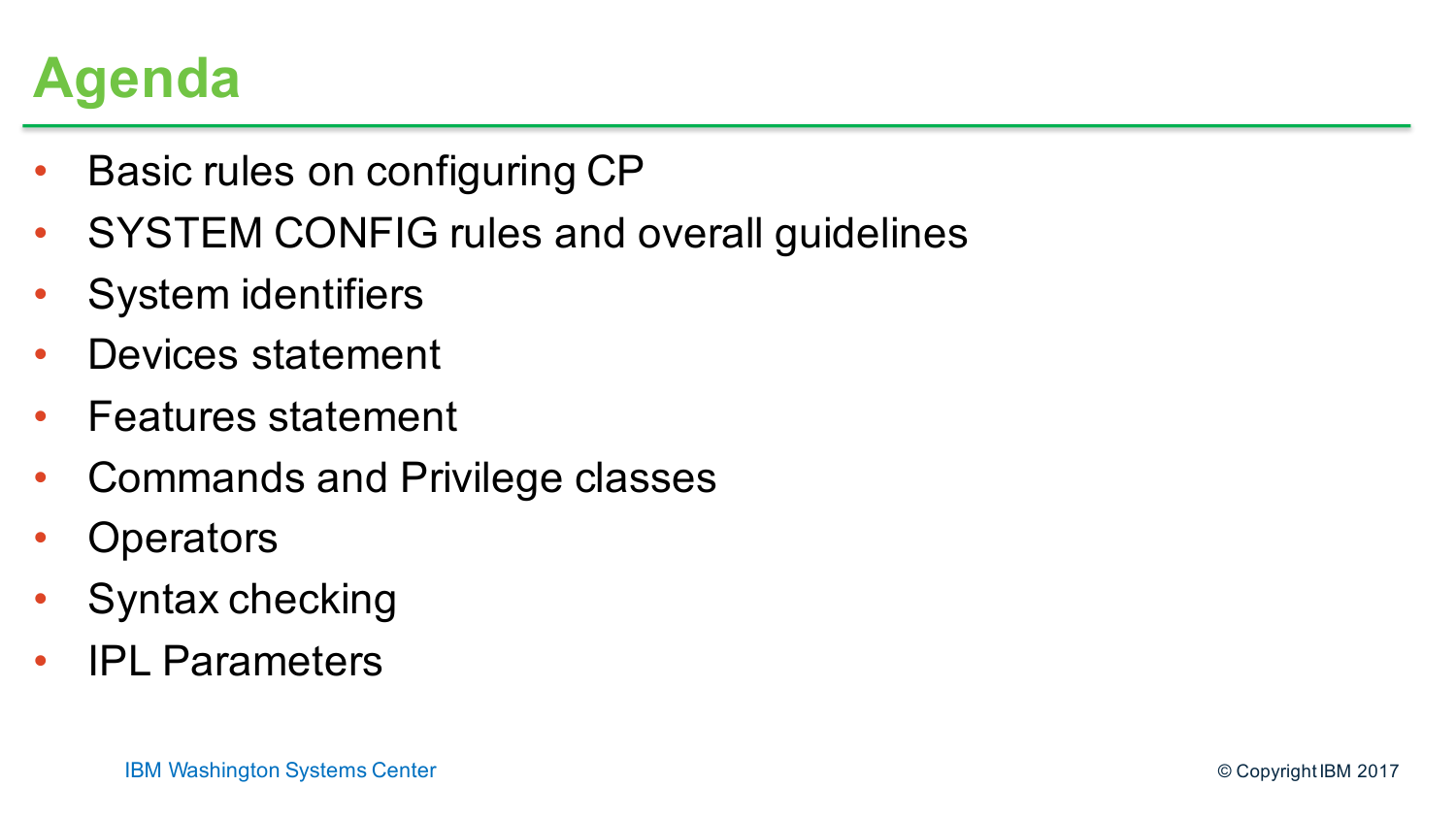# Agenda

- Basic rules on configuring CP
- SYSTEM CONFIG rules and overall guidelines
- System identifiers
- Devices statement
- Features statement
- Commands and Privilege classes
- Operators
- Syntax checking
- IPL Parameters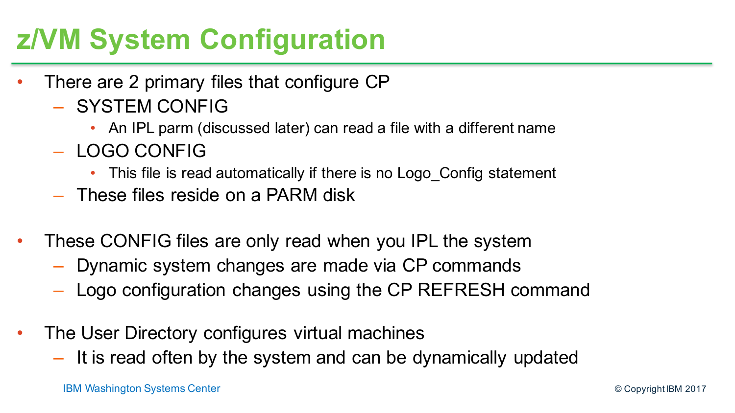# z/VM System Configuration

- There are 2 primary files that configure CP
  - SYSTEM CONFIG
    - An IPL parm (discussed later) can read a file with a different name
  - LOGO CONFIG
    - This file is read automatically if there is no Logo_Config statement
  - These files reside on a PARM disk
- These CONFIG files are only read when you IPL the system
  - Dynamic system changes are made via CP commands
  - Logo configuration changes using the CP REFRESH command
- The User Directory configures virtual machines
  - It is read often by the system and can be dynamically updated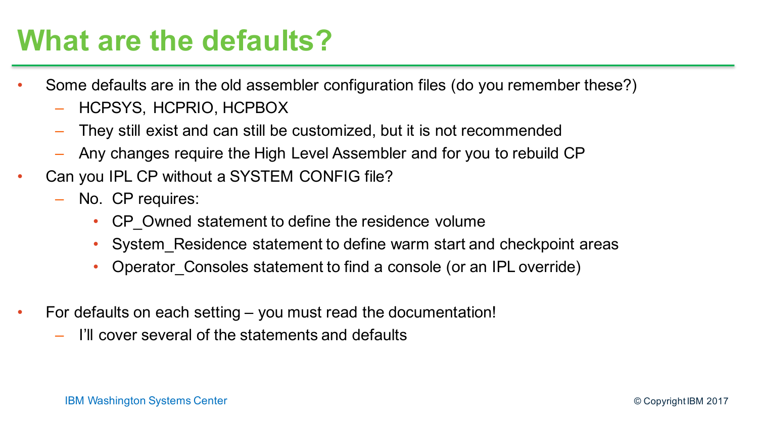# What are the defaults?

- Some defaults are in the old assembler configuration files (do you remember these?)
  - HCPSYS, HCPRIO, HCPBOX
  - They still exist and can still be customized, but it is not recommended
  - Any changes require the High Level Assembler and for you to rebuild CP
- Can you IPL CP without a SYSTEM CONFIG file?
  - No. CP requires:
    - CP_Owned statement to define the residence volume
    - System_Residence statement to define warm start and checkpoint areas
    - Operator_Consoles statement to find a console (or an IPL override)
- For defaults on each setting – you must read the documentation!
  - I'll cover several of the statements and defaults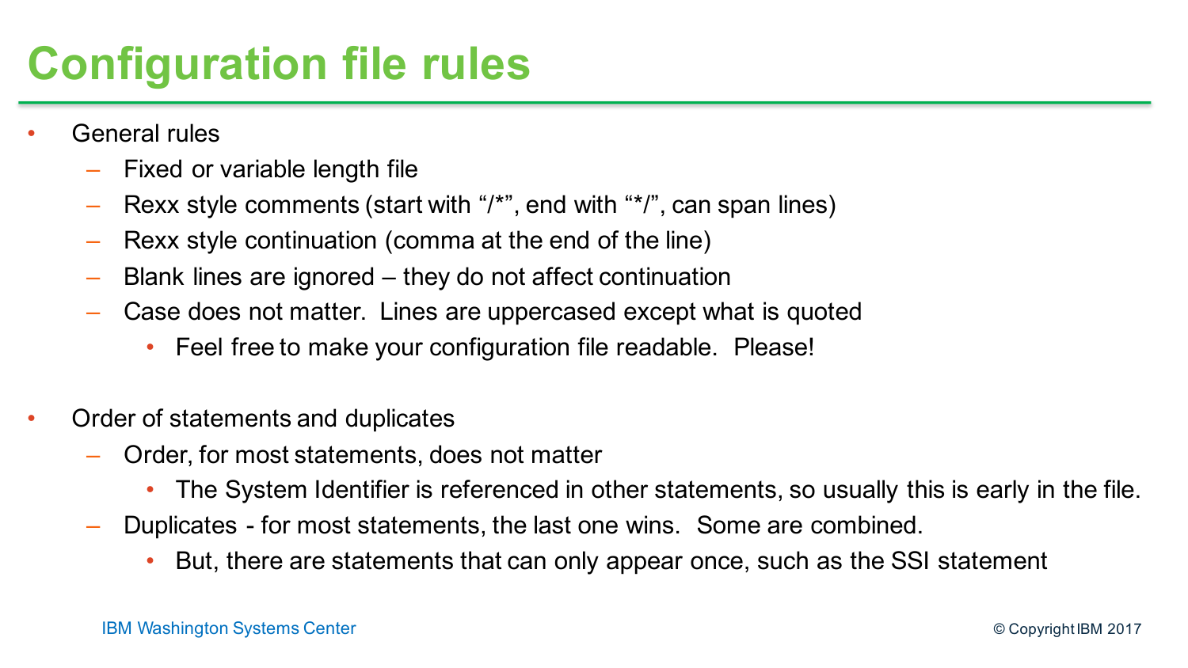# Configuration file rules

- General rules
  - Fixed or variable length file
  - Rexx style comments (start with “/*”, end with “*/”, can span lines)
  - Rexx style continuation (comma at the end of the line)
  - Blank lines are ignored – they do not affect continuation
  - Case does not matter. Lines are uppercased except what is quoted
    - Feel free to make your configuration file readable. Please!

- Order of statements and duplicates
  - Order, for most statements, does not matter
    - The System Identifier is referenced in other statements, so usually this is early in the file.
  - Duplicates - for most statements, the last one wins. Some are combined.
    - But, there are statements that can only appear once, such as the SSI statement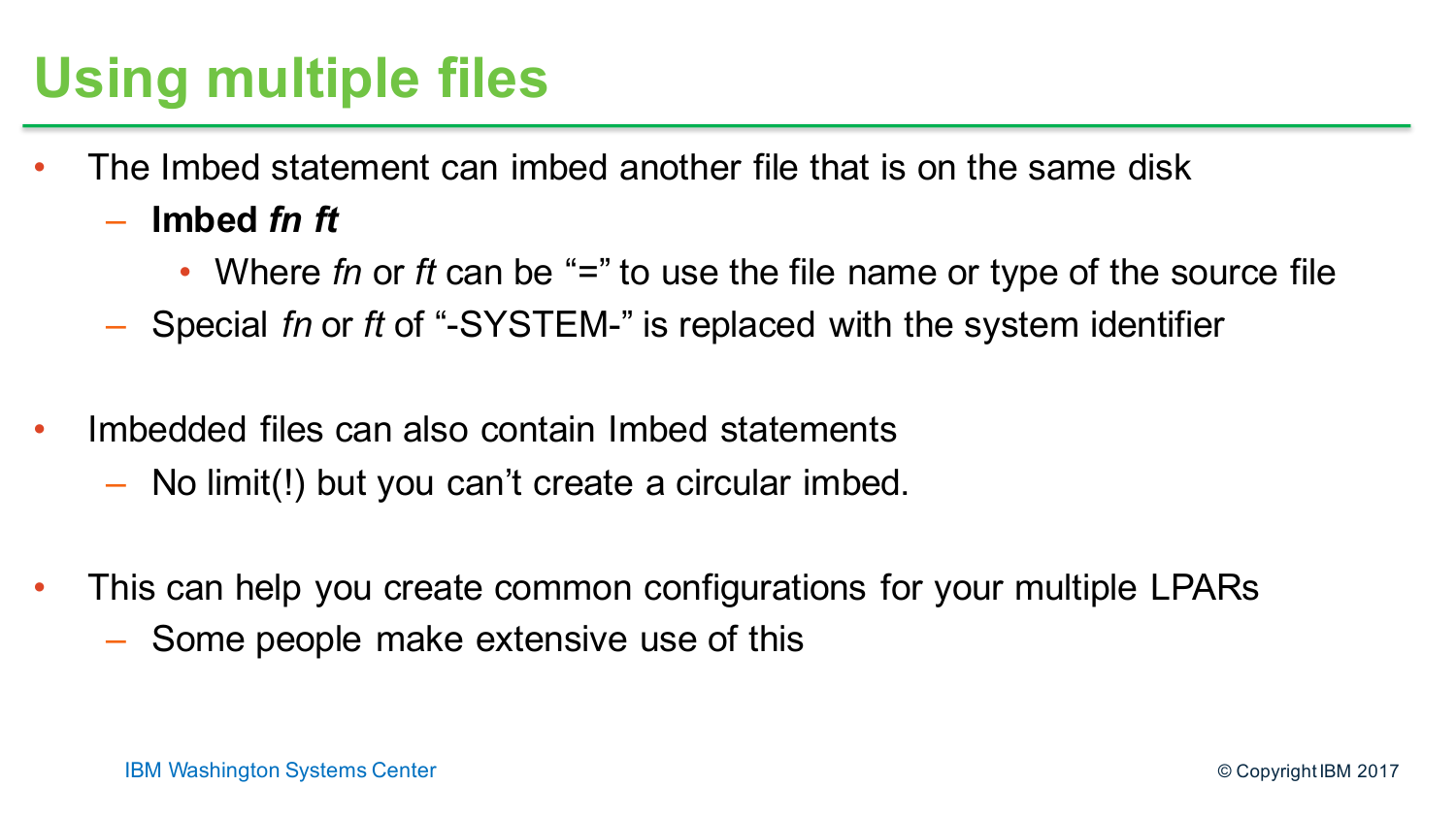# Using multiple files

- The Imbed statement can imbed another file that is on the same disk
  - **Imbed *fn ft***
    - Where *fn* or *ft* can be "=" to use the file name or type of the source file
  - Special *fn* or *ft* of "-SYSTEM-" is replaced with the system identifier

- Imbedded files can also contain Imbed statements
  - No limit(!) but you can't create a circular imbed.

- This can help you create common configurations for your multiple LPARs
  - Some people make extensive use of this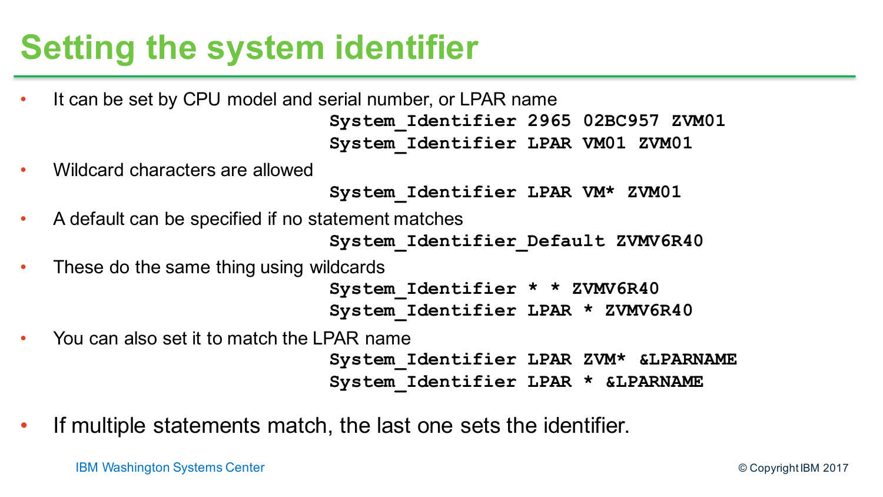# Setting the system identifier

- It can be set by CPU model and serial number, or LPAR name

```
System_Identifier 2965 02BC957 ZVM01
System_Identifier LPAR VM01 ZVM01
```

- Wildcard characters are allowed

```
System_Identifier LPAR VM* ZVM01
```

- A default can be specified if no statement matches

```
System_Identifier_Default ZVMV6R40
```

- These do the same thing using wildcards

```
System_Identifier * * ZVMV6R40
System_Identifier LPAR * ZVMV6R40
```

- You can also set it to match the LPAR name

```
System_Identifier LPAR ZVM* &LPARNAME
System_Identifier LPAR * &LPARNAME
```

- If multiple statements match, the last one sets the identifier.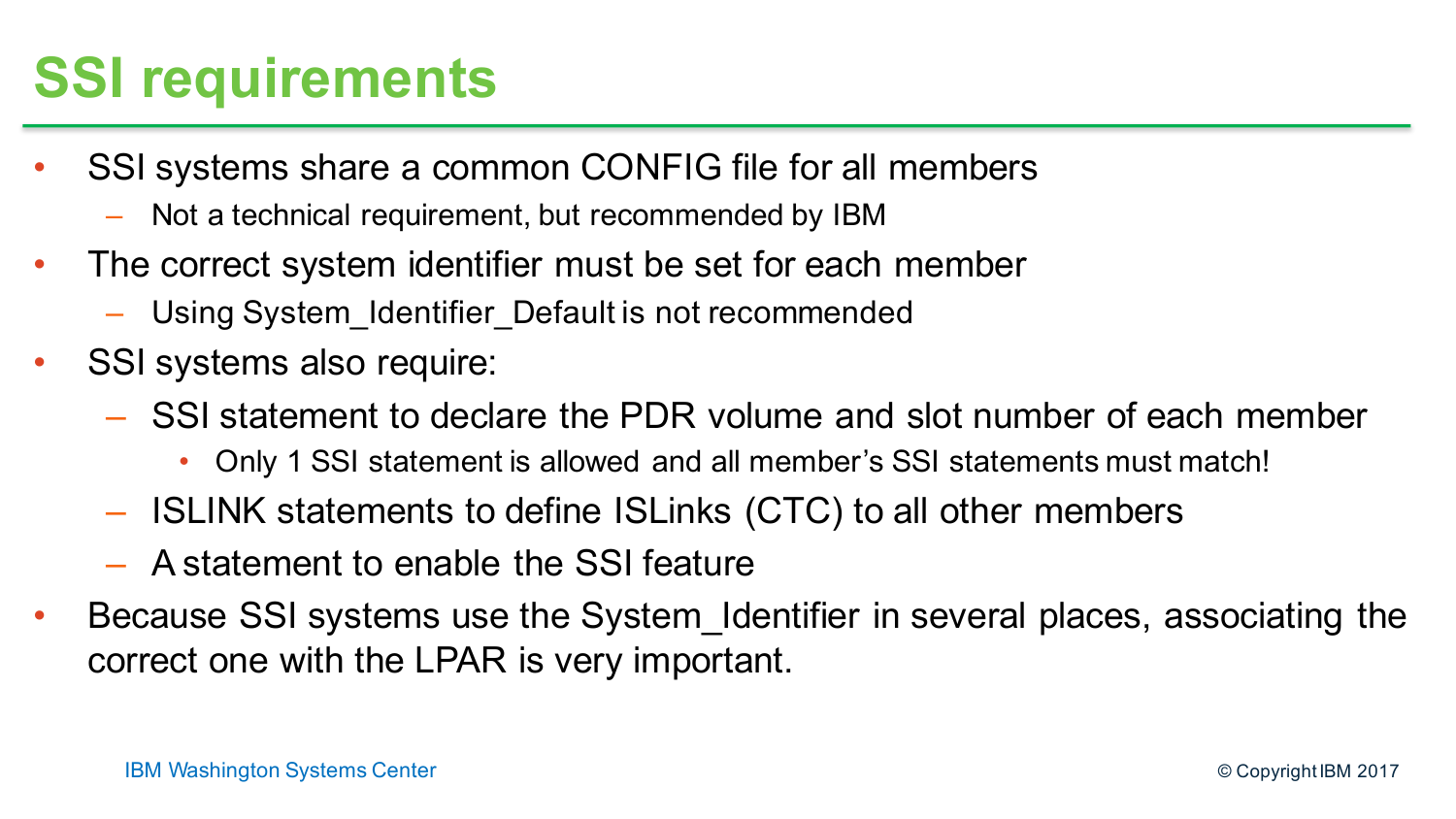# SSI requirements

- SSI systems share a common CONFIG file for all members
  - Not a technical requirement, but recommended by IBM
- The correct system identifier must be set for each member
  - Using System_Identifier_Default is not recommended
- SSI systems also require:
  - SSI statement to declare the PDR volume and slot number of each member
    - Only 1 SSI statement is allowed and all member's SSI statements must match!
  - ISLINK statements to define ISLinks (CTC) to all other members
  - A statement to enable the SSI feature
- Because SSI systems use the System_Identifier in several places, associating the correct one with the LPAR is very important.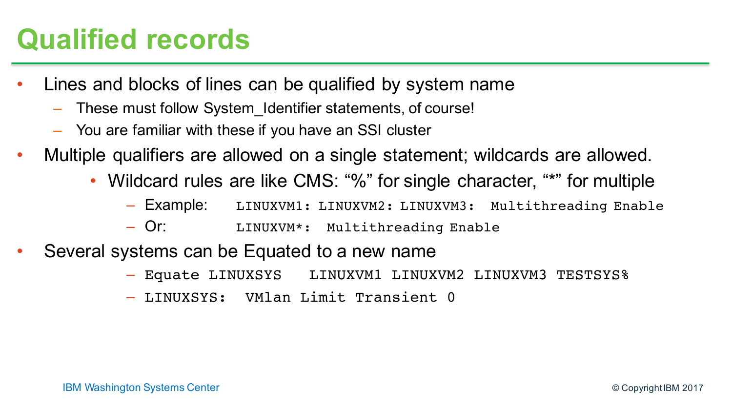# Qualified records

- Lines and blocks of lines can be qualified by system name
  - These must follow System_Identifier statements, of course!
  - You are familiar with these if you have an SSI cluster
- Multiple qualifiers are allowed on a single statement; wildcards are allowed.
  - Wildcard rules are like CMS: "%" for single character, "*" for multiple
    - Example: `LINUXVM1: LINUXVM2: LINUXVM3:  Multithreading Enable`
    - Or: `LINUXVM*:  Multithreading Enable`
- Several systems can be Equated to a new name
  - `Equate LINUXSYS   LINUXVM1 LINUXVM2 LINUXVM3 TESTSYS%`
  - `LINUXSYS:  VMlan Limit Transient 0`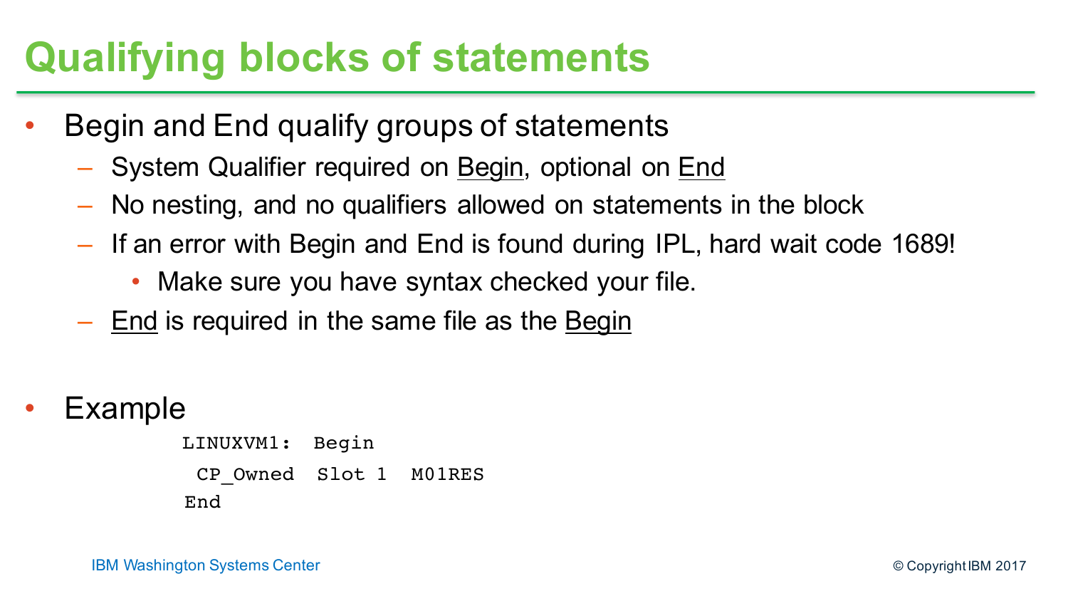# Qualifying blocks of statements

- Begin and End qualify groups of statements
  - System Qualifier required on Begin, optional on End
  - No nesting, and no qualifiers allowed on statements in the block
  - If an error with Begin and End is found during IPL, hard wait code 1689!
    - Make sure you have syntax checked your file.
  - End is required in the same file as the Begin

- Example

```
LINUXVM1:  Begin
 CP_Owned  Slot 1  M01RES
End
```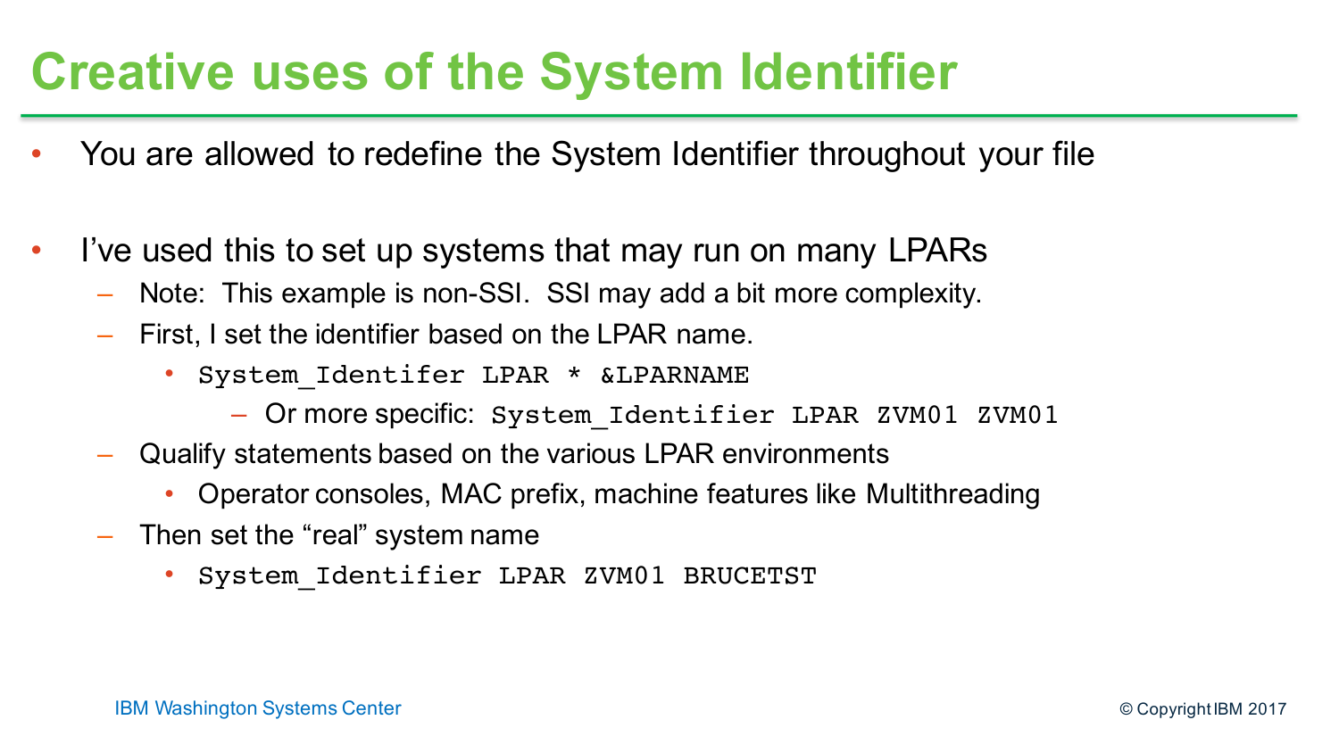# Creative uses of the System Identifier

- You are allowed to redefine the System Identifier throughout your file
- I've used this to set up systems that may run on many LPARs
  - Note: This example is non-SSI. SSI may add a bit more complexity.
  - First, I set the identifier based on the LPAR name.
    - `System_Identifer LPAR * &LPARNAME`
      - Or more specific: `System_Identifier LPAR ZVM01 ZVM01`
  - Qualify statements based on the various LPAR environments
    - Operator consoles, MAC prefix, machine features like Multithreading
  - Then set the "real" system name
    - `System_Identifier LPAR ZVM01 BRUCETST`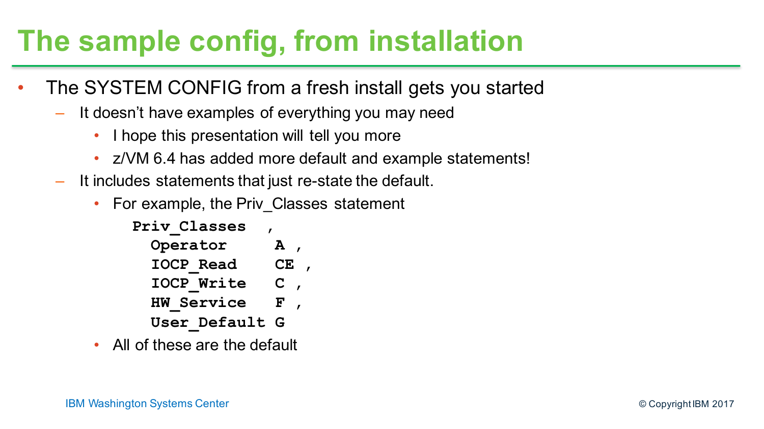# The sample config, from installation

- The SYSTEM CONFIG from a fresh install gets you started
  - It doesn't have examples of everything you may need
    - I hope this presentation will tell you more
    - z/VM 6.4 has added more default and example statements!
  - It includes statements that just re-state the default.
    - For example, the Priv_Classes statement

```
Priv_Classes  ,
  Operator     A ,
  IOCP_Read    CE ,
  IOCP_Write   C ,
  HW_Service   F ,
  User_Default G
```

    - All of these are the default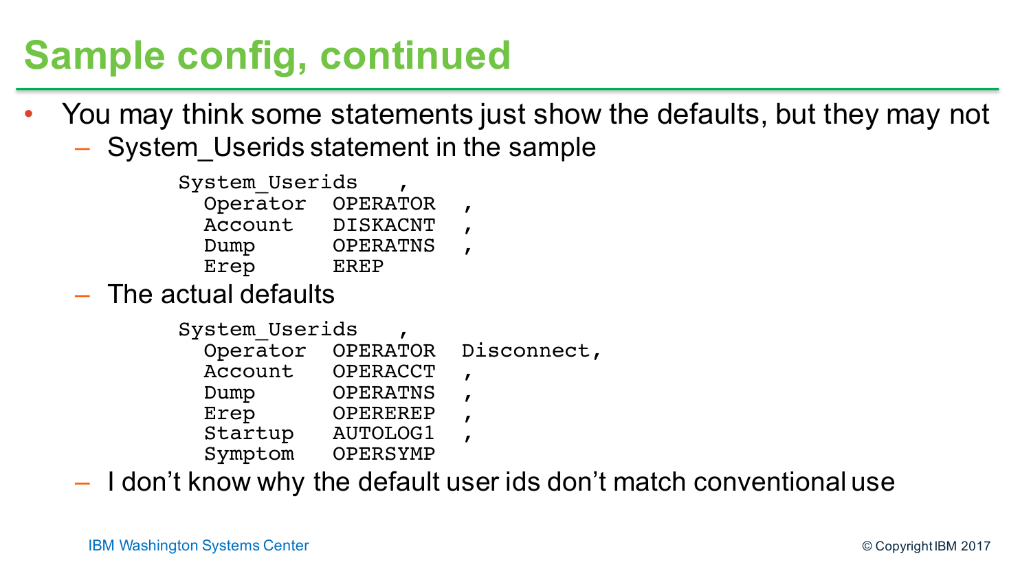# Sample config, continued

- You may think some statements just show the defaults, but they may not
  - System_Userids statement in the sample

```
System_Userids    ,
  Operator  OPERATOR  ,
  Account   DISKACNT  ,
  Dump      OPERATNS  ,
  Erep      EREP
```

  - The actual defaults

```
System_Userids    ,
  Operator  OPERATOR  Disconnect,
  Account   OPERACCT  ,
  Dump      OPERATNS  ,
  Erep      OPEREREP  ,
  Startup   AUTOLOG1  ,
  Symptom   OPERSYMP
```

  - I don't know why the default user ids don't match conventional use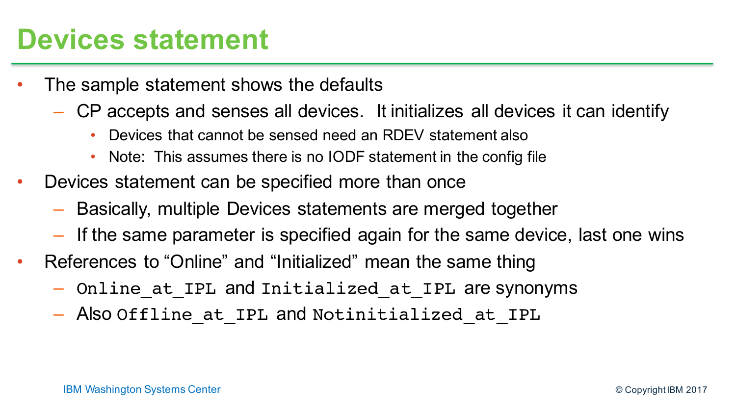# Devices statement

- The sample statement shows the defaults
  - CP accepts and senses all devices. It initializes all devices it can identify
    - Devices that cannot be sensed need an RDEV statement also
    - Note: This assumes there is no IODF statement in the config file
- Devices statement can be specified more than once
  - Basically, multiple Devices statements are merged together
  - If the same parameter is specified again for the same device, last one wins
- References to "Online" and "Initialized" mean the same thing
  - `Online_at_IPL` and `Initialized_at_IPL` are synonyms
  - Also `Offline_at_IPL` and `Notinitialized_at_IPL`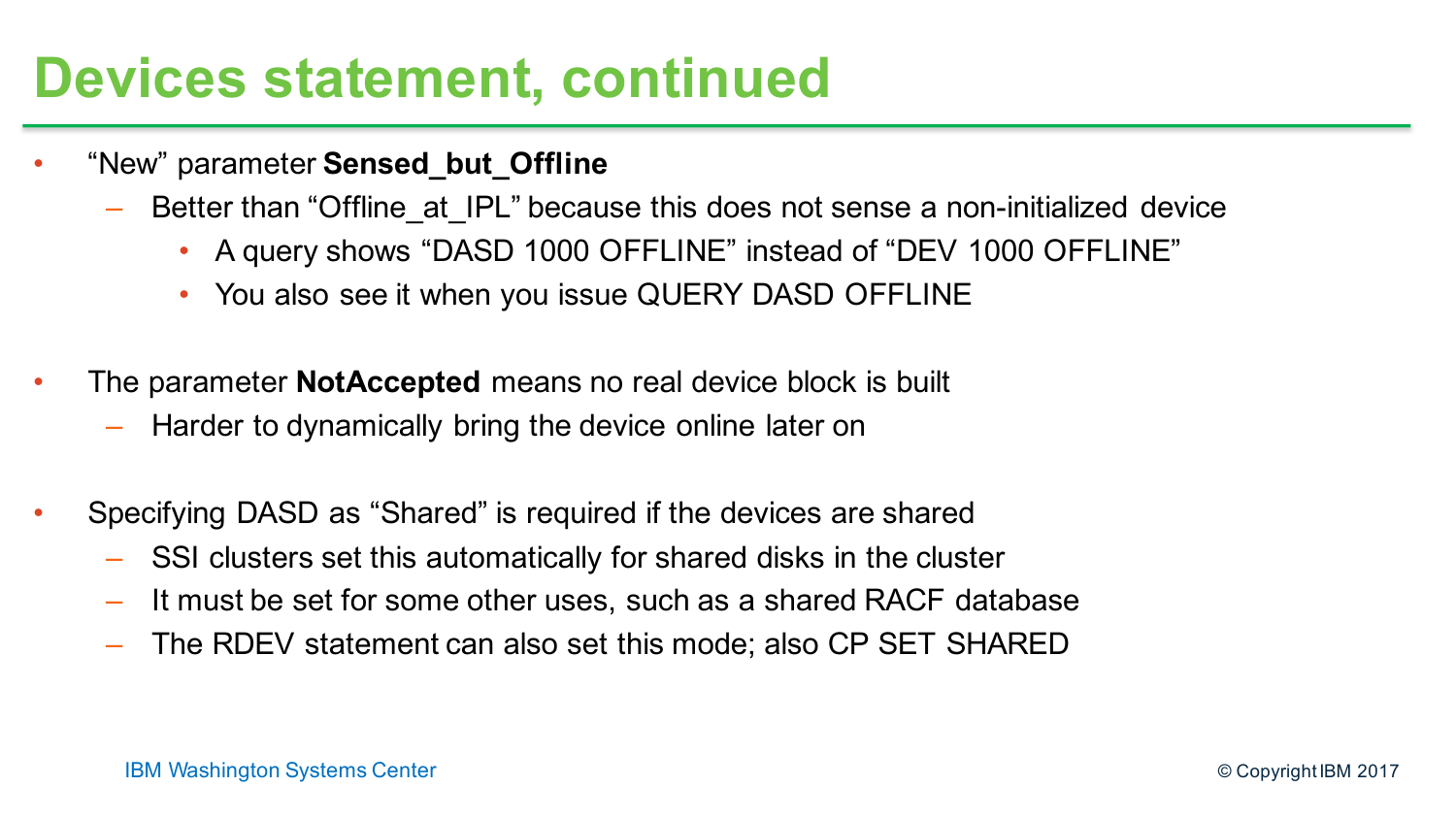# Devices statement, continued

- "New" parameter **Sensed_but_Offline**
  - Better than "Offline_at_IPL" because this does not sense a non-initialized device
    - A query shows "DASD 1000 OFFLINE" instead of "DEV 1000 OFFLINE"
    - You also see it when you issue QUERY DASD OFFLINE

- The parameter **NotAccepted** means no real device block is built
  - Harder to dynamically bring the device online later on

- Specifying DASD as "Shared" is required if the devices are shared
  - SSI clusters set this automatically for shared disks in the cluster
  - It must be set for some other uses, such as a shared RACF database
  - The RDEV statement can also set this mode; also CP SET SHARED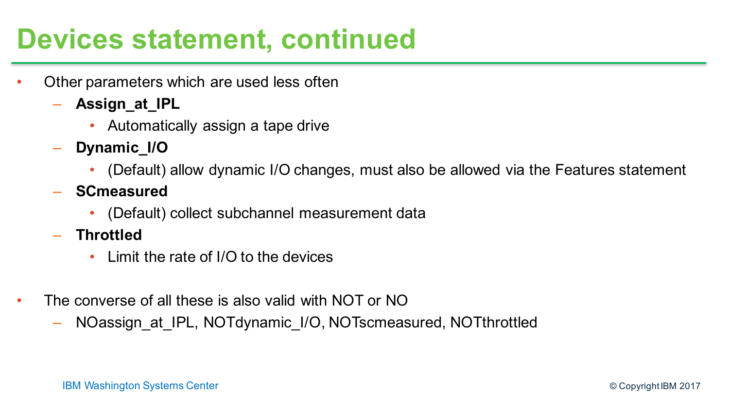# Devices statement, continued

- Other parameters which are used less often
  - **Assign_at_IPL**
    - Automatically assign a tape drive
  - **Dynamic_I/O**
    - (Default) allow dynamic I/O changes, must also be allowed via the Features statement
  - **SCmeasured**
    - (Default) collect subchannel measurement data
  - **Throttled**
    - Limit the rate of I/O to the devices

- The converse of all these is also valid with NOT or NO
  - NOassign_at_IPL, NOTdynamic_I/O, NOTscmeasured, NOTthrottled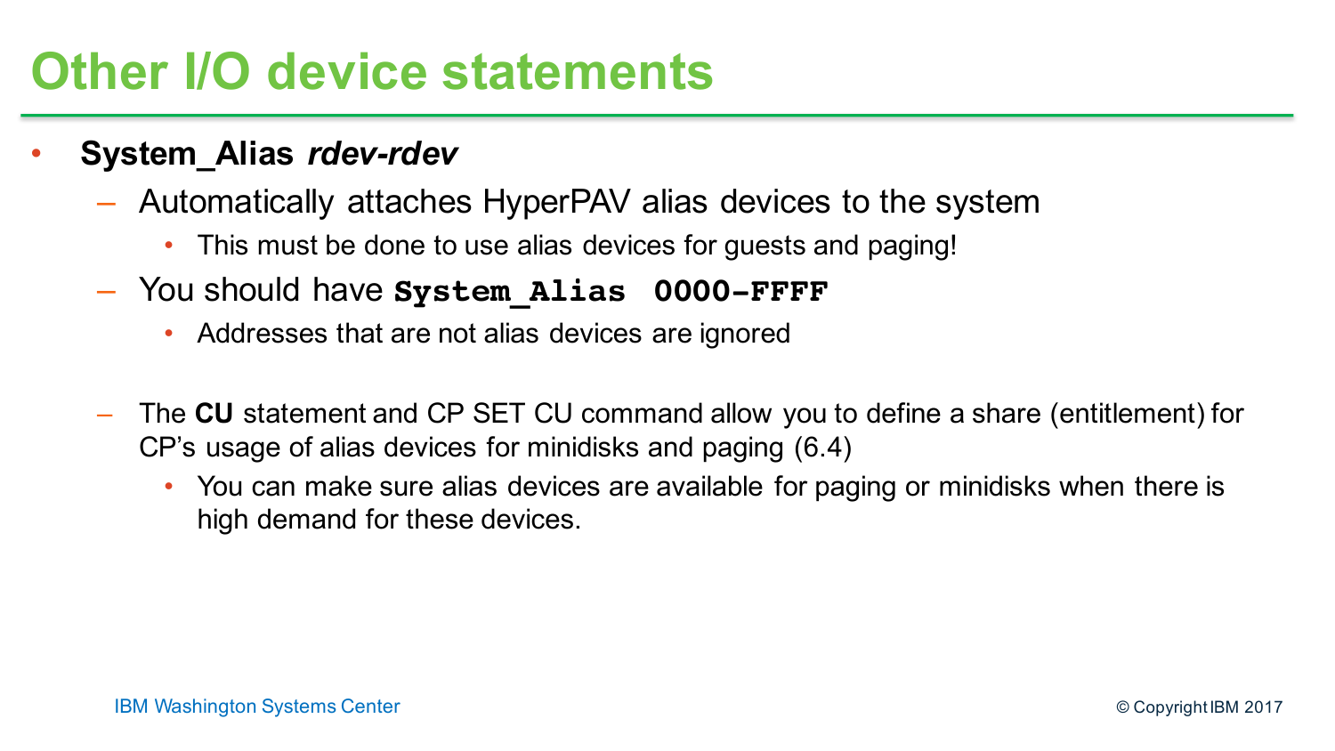# Other I/O device statements

- **System_Alias *rdev-rdev***
  - Automatically attaches HyperPAV alias devices to the system
    - This must be done to use alias devices for guests and paging!
  - You should have **`System_Alias 0000-FFFF`**
    - Addresses that are not alias devices are ignored
  - The **CU** statement and CP SET CU command allow you to define a share (entitlement) for CP's usage of alias devices for minidisks and paging (6.4)
    - You can make sure alias devices are available for paging or minidisks when there is high demand for these devices.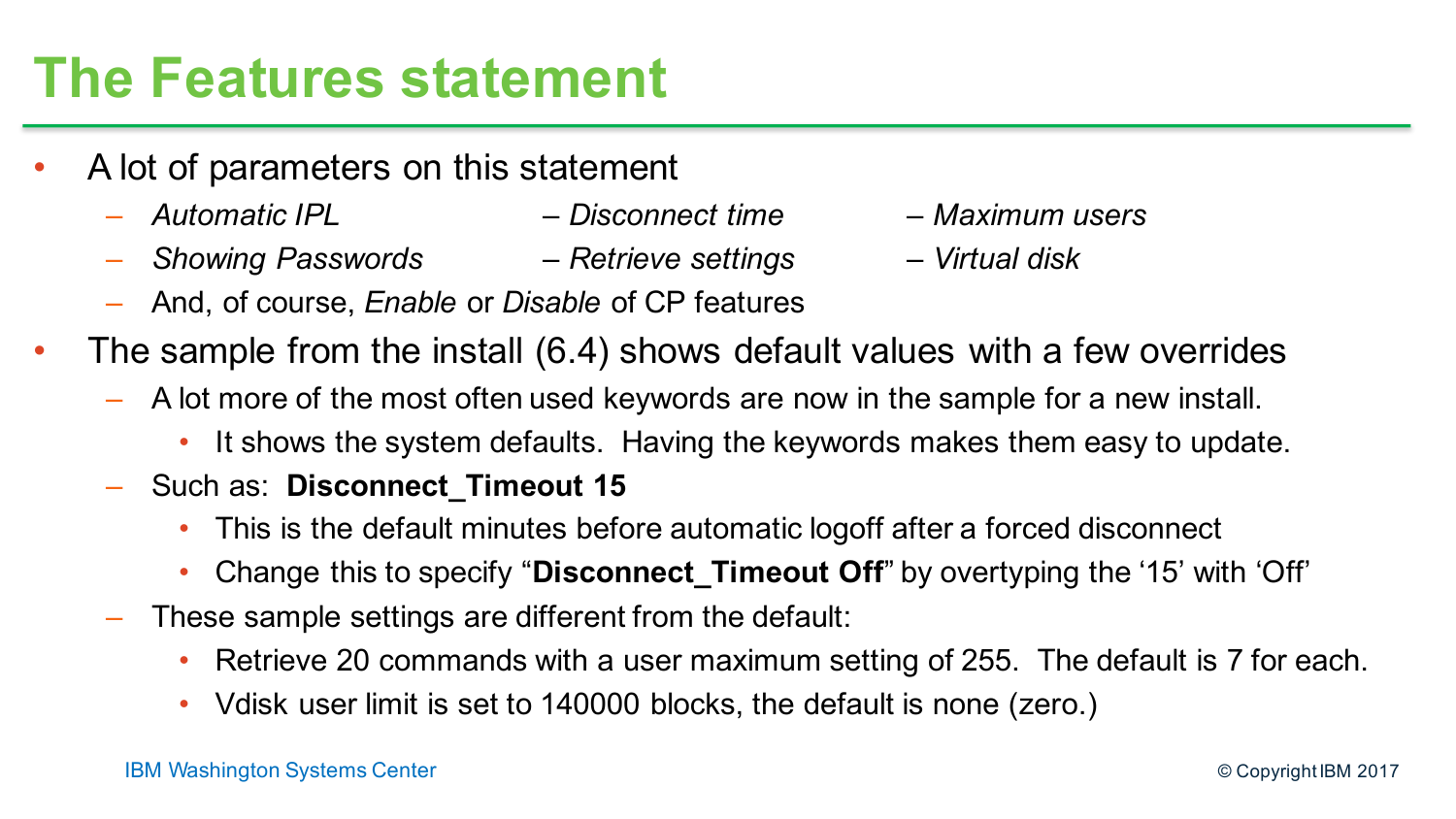# The Features statement

- A lot of parameters on this statement
  - *Automatic IPL* – *Disconnect time* – *Maximum users*
  - *Showing Passwords* – *Retrieve settings* – *Virtual disk*
  - And, of course, *Enable* or *Disable* of CP features
- The sample from the install (6.4) shows default values with a few overrides
  - A lot more of the most often used keywords are now in the sample for a new install.
    - It shows the system defaults. Having the keywords makes them easy to update.
  - Such as: **Disconnect_Timeout 15**
    - This is the default minutes before automatic logoff after a forced disconnect
    - Change this to specify "**Disconnect_Timeout Off**" by overtyping the '15' with 'Off'
  - These sample settings are different from the default:
    - Retrieve 20 commands with a user maximum setting of 255. The default is 7 for each.
    - Vdisk user limit is set to 140000 blocks, the default is none (zero.)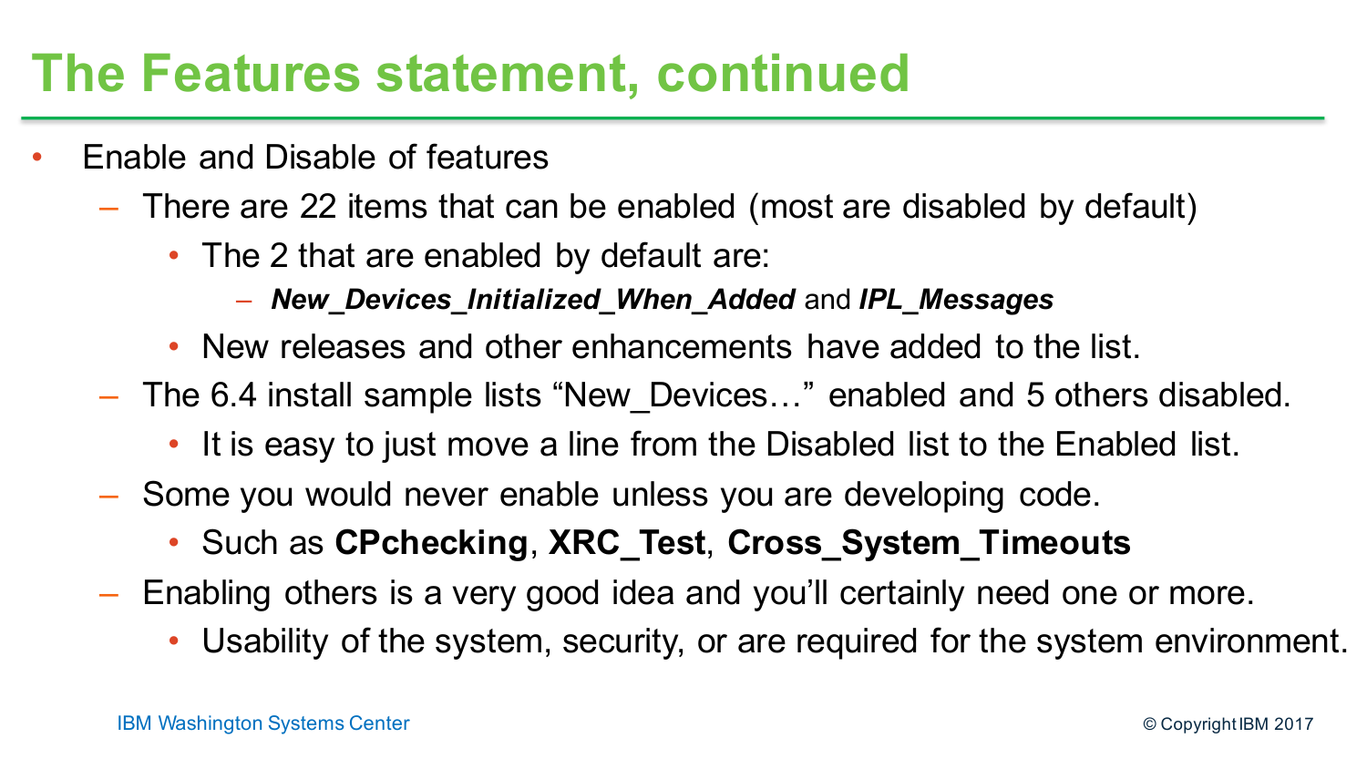# The Features statement, continued

- Enable and Disable of features
  - There are 22 items that can be enabled (most are disabled by default)
    - The 2 that are enabled by default are:
      - ***New_Devices_Initialized_When_Added*** and ***IPL_Messages***
    - New releases and other enhancements have added to the list.
  - The 6.4 install sample lists “New_Devices…” enabled and 5 others disabled.
    - It is easy to just move a line from the Disabled list to the Enabled list.
  - Some you would never enable unless you are developing code.
    - Such as **CPchecking**, **XRC_Test**, **Cross_System_Timeouts**
  - Enabling others is a very good idea and you’ll certainly need one or more.
    - Usability of the system, security, or are required for the system environment.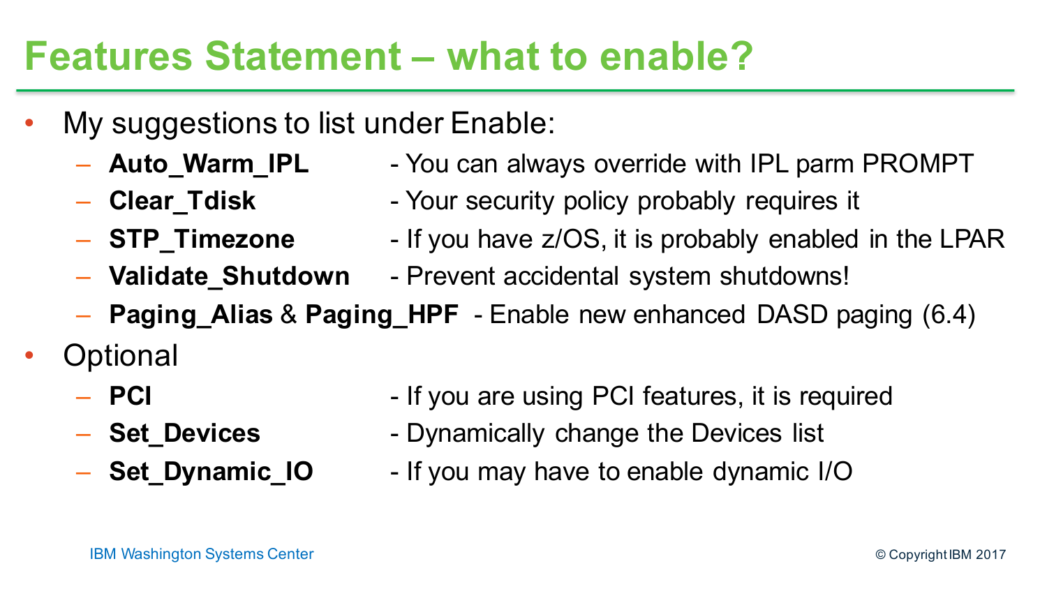# Features Statement – what to enable?

- My suggestions to list under Enable:
  - **Auto_Warm_IPL** - You can always override with IPL parm PROMPT
  - **Clear_Tdisk** - Your security policy probably requires it
  - **STP_Timezone** - If you have z/OS, it is probably enabled in the LPAR
  - **Validate_Shutdown** - Prevent accidental system shutdowns!
  - **Paging_Alias** & **Paging_HPF** - Enable new enhanced DASD paging (6.4)
- Optional
  - **PCI** - If you are using PCI features, it is required
  - **Set_Devices** - Dynamically change the Devices list
  - **Set_Dynamic_IO** - If you may have to enable dynamic I/O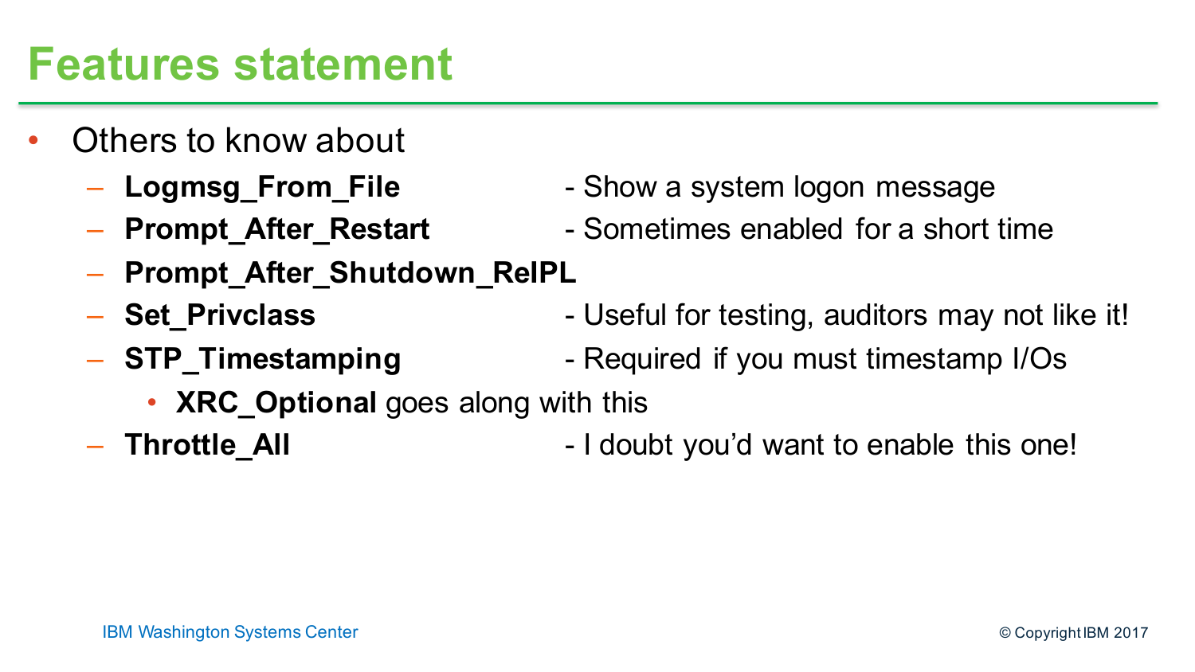# Features statement

- Others to know about
  - **Logmsg_From_File** - Show a system logon message
  - **Prompt_After_Restart** - Sometimes enabled for a short time
  - **Prompt_After_Shutdown_ReIPL**
  - **Set_Privclass** - Useful for testing, auditors may not like it!
  - **STP_Timestamping** - Required if you must timestamp I/Os
    - **XRC_Optional** goes along with this
  - **Throttle_All** - I doubt you'd want to enable this one!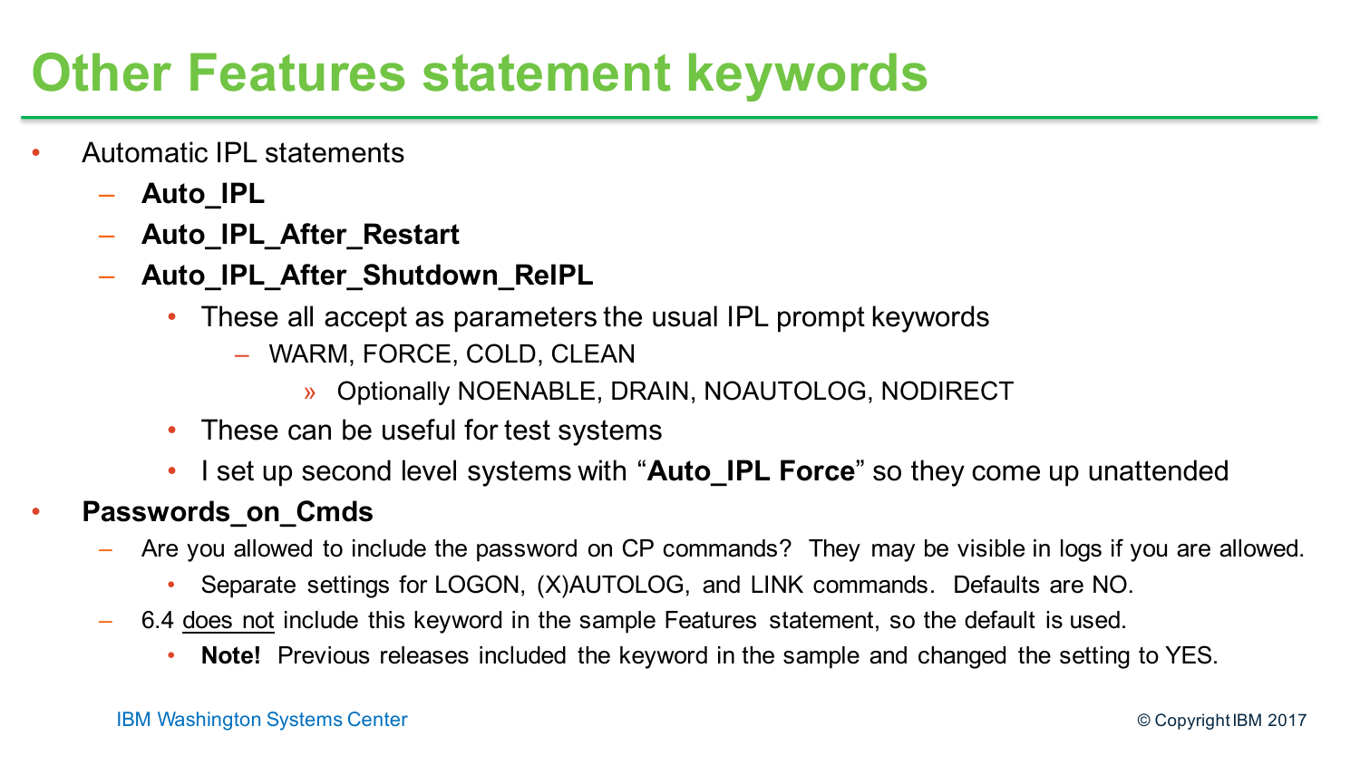# Other Features statement keywords

- Automatic IPL statements
  - **Auto_IPL**
  - **Auto_IPL_After_Restart**
  - **Auto_IPL_After_Shutdown_ReIPL**
    - These all accept as parameters the usual IPL prompt keywords
      - WARM, FORCE, COLD, CLEAN
        - » Optionally NOENABLE, DRAIN, NOAUTOLOG, NODIRECT
    - These can be useful for test systems
    - I set up second level systems with "**Auto_IPL Force**" so they come up unattended
- **Passwords_on_Cmds**
  - Are you allowed to include the password on CP commands? They may be visible in logs if you are allowed.
    - Separate settings for LOGON, (X)AUTOLOG, and LINK commands. Defaults are NO.
  - 6.4 <u>does not</u> include this keyword in the sample Features statement, so the default is used.
    - **Note!** Previous releases included the keyword in the sample and changed the setting to YES.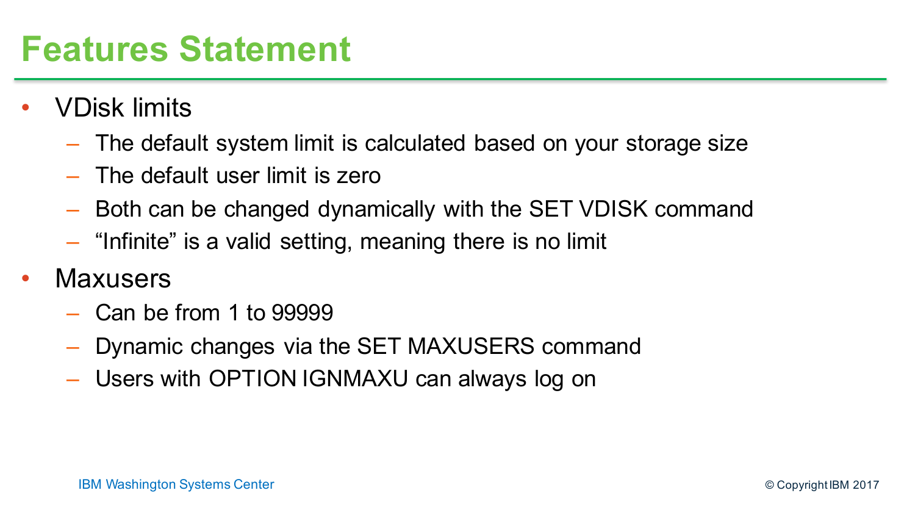# Features Statement

- VDisk limits
  - The default system limit is calculated based on your storage size
  - The default user limit is zero
  - Both can be changed dynamically with the SET VDISK command
  - “Infinite” is a valid setting, meaning there is no limit
- Maxusers
  - Can be from 1 to 99999
  - Dynamic changes via the SET MAXUSERS command
  - Users with OPTION IGNMAXU can always log on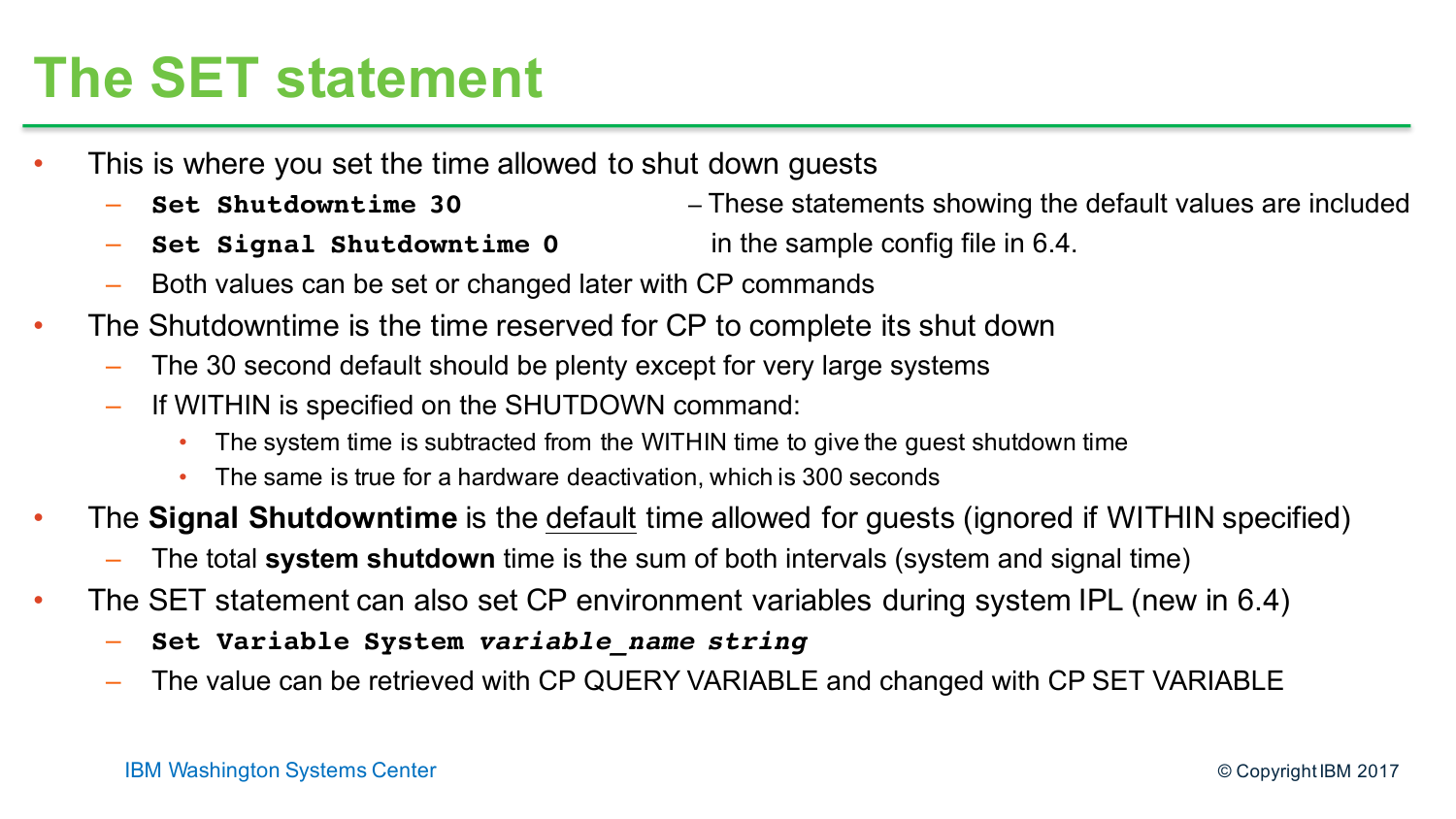# The SET statement

- This is where you set the time allowed to shut down guests
  - `Set Shutdowntime 30` – These statements showing the default values are included
  - `Set Signal Shutdowntime 0` in the sample config file in 6.4.
  - Both values can be set or changed later with CP commands
- The Shutdowntime is the time reserved for CP to complete its shut down
  - The 30 second default should be plenty except for very large systems
  - If WITHIN is specified on the SHUTDOWN command:
    - The system time is subtracted from the WITHIN time to give the guest shutdown time
    - The same is true for a hardware deactivation, which is 300 seconds
- The **Signal Shutdowntime** is the default time allowed for guests (ignored if WITHIN specified)
  - The total **system shutdown** time is the sum of both intervals (system and signal time)
- The SET statement can also set CP environment variables during system IPL (new in 6.4)
  - **`Set Variable System`** ***`variable_name string`***
  - The value can be retrieved with CP QUERY VARIABLE and changed with CP SET VARIABLE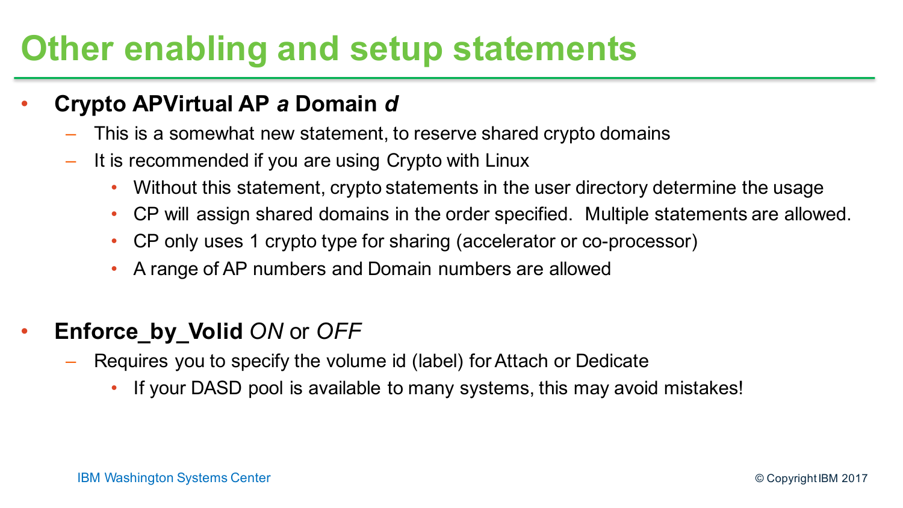# Other enabling and setup statements

- **Crypto APVirtual AP *a* Domain *d***
  - This is a somewhat new statement, to reserve shared crypto domains
  - It is recommended if you are using Crypto with Linux
    - Without this statement, crypto statements in the user directory determine the usage
    - CP will assign shared domains in the order specified. Multiple statements are allowed.
    - CP only uses 1 crypto type for sharing (accelerator or co-processor)
    - A range of AP numbers and Domain numbers are allowed

- **Enforce_by_Volid** *ON* or *OFF*
  - Requires you to specify the volume id (label) for Attach or Dedicate
    - If your DASD pool is available to many systems, this may avoid mistakes!

IBM Washington Systems Center

© Copyright IBM 2017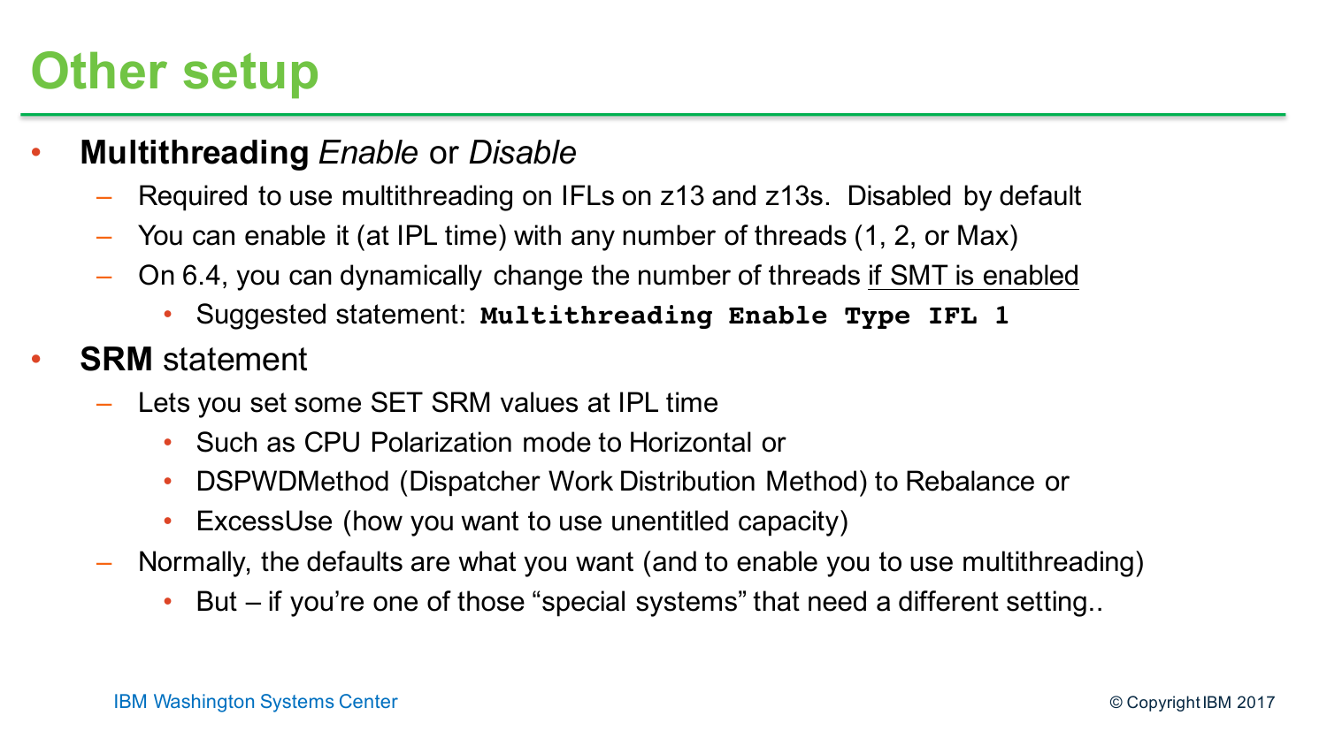# Other setup

- **Multithreading** *Enable* or *Disable*
  - Required to use multithreading on IFLs on z13 and z13s. Disabled by default
  - You can enable it (at IPL time) with any number of threads (1, 2, or Max)
  - On 6.4, you can dynamically change the number of threads <u>if SMT is enabled</u>
    - Suggested statement: `Multithreading Enable Type IFL 1`
- **SRM** statement
  - Lets you set some SET SRM values at IPL time
    - Such as CPU Polarization mode to Horizontal or
    - DSPWDMethod (Dispatcher Work Distribution Method) to Rebalance or
    - ExcessUse (how you want to use unentitled capacity)
  - Normally, the defaults are what you want (and to enable you to use multithreading)
    - But – if you're one of those "special systems" that need a different setting..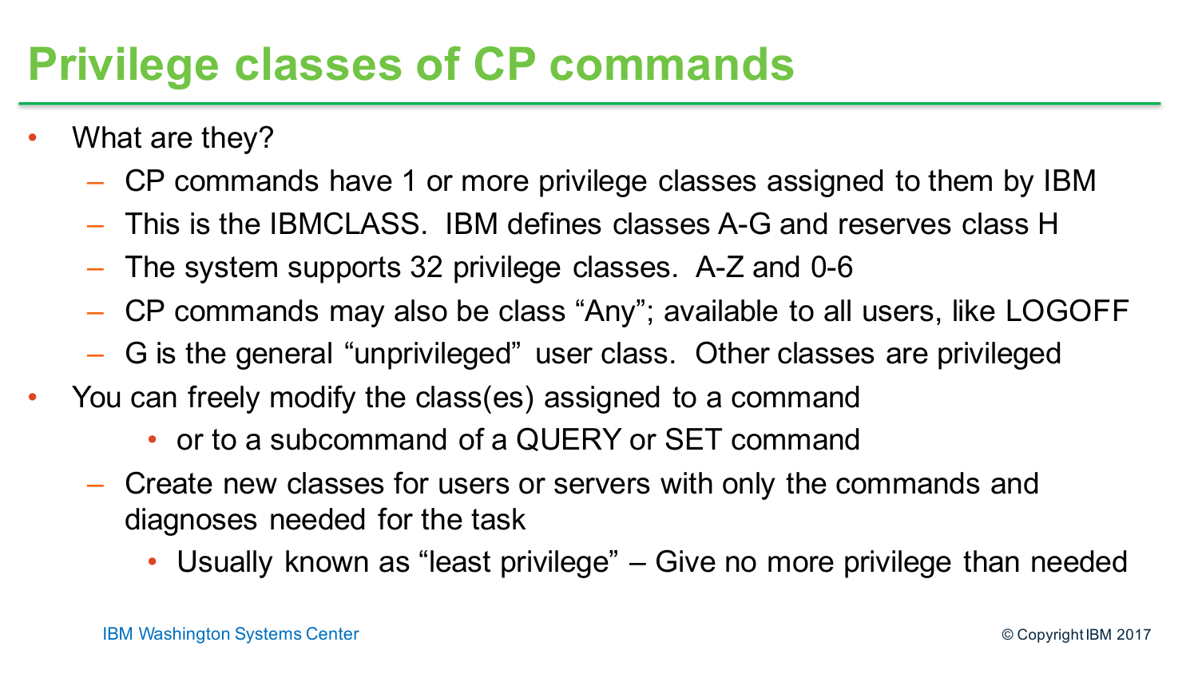# Privilege classes of CP commands

- What are they?
  - CP commands have 1 or more privilege classes assigned to them by IBM
  - This is the IBMCLASS. IBM defines classes A-G and reserves class H
  - The system supports 32 privilege classes. A-Z and 0-6
  - CP commands may also be class "Any"; available to all users, like LOGOFF
  - G is the general "unprivileged" user class. Other classes are privileged
- You can freely modify the class(es) assigned to a command
    - or to a subcommand of a QUERY or SET command
  - Create new classes for users or servers with only the commands and diagnoses needed for the task
    - Usually known as "least privilege" – Give no more privilege than needed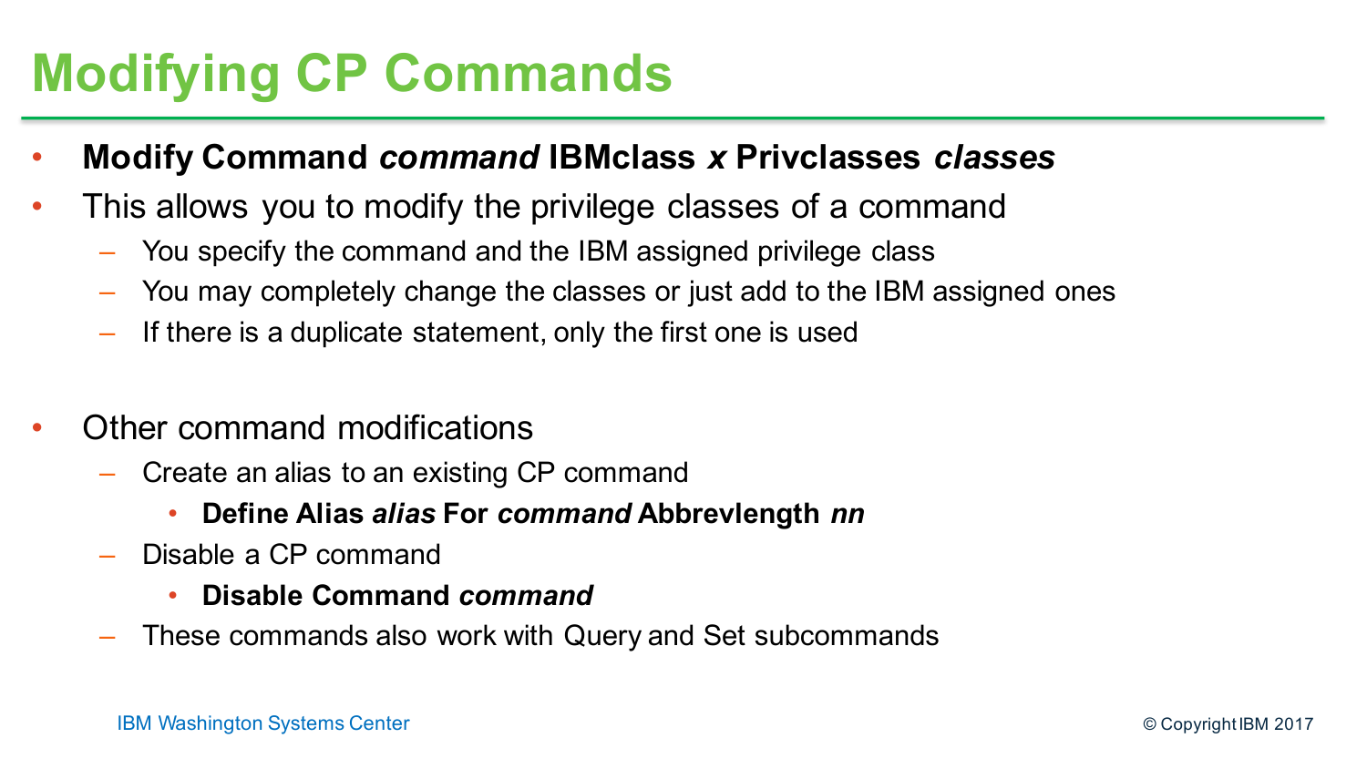# Modifying CP Commands

- **Modify Command *command* IBMclass *x* Privclasses *classes***
- This allows you to modify the privilege classes of a command
  - You specify the command and the IBM assigned privilege class
  - You may completely change the classes or just add to the IBM assigned ones
  - If there is a duplicate statement, only the first one is used

- Other command modifications
  - Create an alias to an existing CP command
    - **Define Alias *alias* For *command* Abbrevlength *nn***
  - Disable a CP command
    - **Disable Command *command***
  - These commands also work with Query and Set subcommands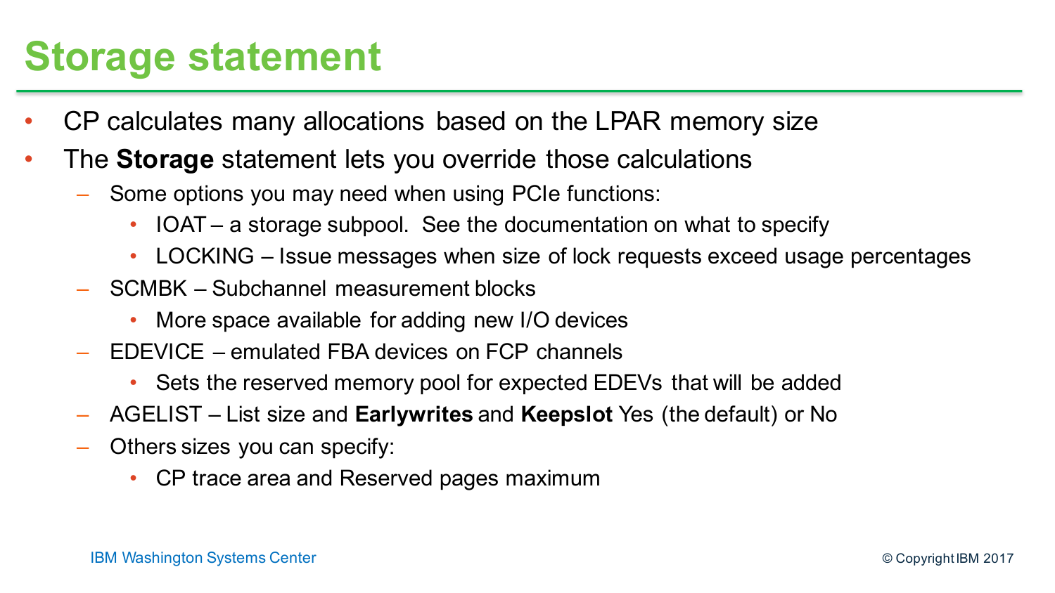# Storage statement

- CP calculates many allocations based on the LPAR memory size
- The **Storage** statement lets you override those calculations
  - Some options you may need when using PCIe functions:
    - IOAT – a storage subpool. See the documentation on what to specify
    - LOCKING – Issue messages when size of lock requests exceed usage percentages
  - SCMBK – Subchannel measurement blocks
    - More space available for adding new I/O devices
  - EDEVICE – emulated FBA devices on FCP channels
    - Sets the reserved memory pool for expected EDEVs that will be added
  - AGELIST – List size and **Earlywrites** and **Keepslot** Yes (the default) or No
  - Others sizes you can specify:
    - CP trace area and Reserved pages maximum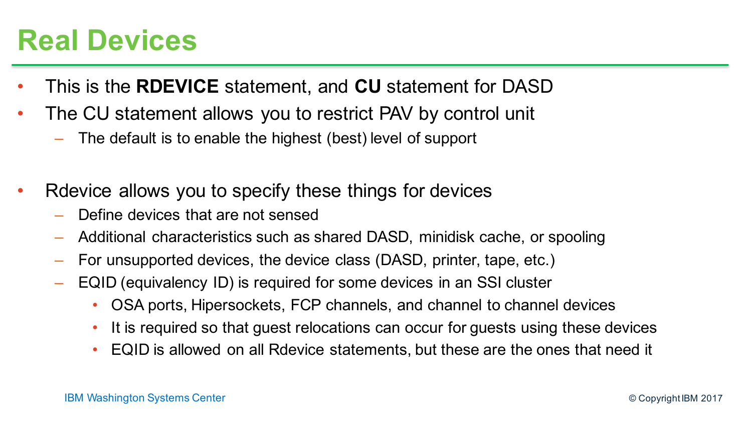# Real Devices

- This is the **RDEVICE** statement, and **CU** statement for DASD
- The CU statement allows you to restrict PAV by control unit
  - The default is to enable the highest (best) level of support

- Rdevice allows you to specify these things for devices
  - Define devices that are not sensed
  - Additional characteristics such as shared DASD, minidisk cache, or spooling
  - For unsupported devices, the device class (DASD, printer, tape, etc.)
  - EQID (equivalency ID) is required for some devices in an SSI cluster
    - OSA ports, Hipersockets, FCP channels, and channel to channel devices
    - It is required so that guest relocations can occur for guests using these devices
    - EQID is allowed on all Rdevice statements, but these are the ones that need it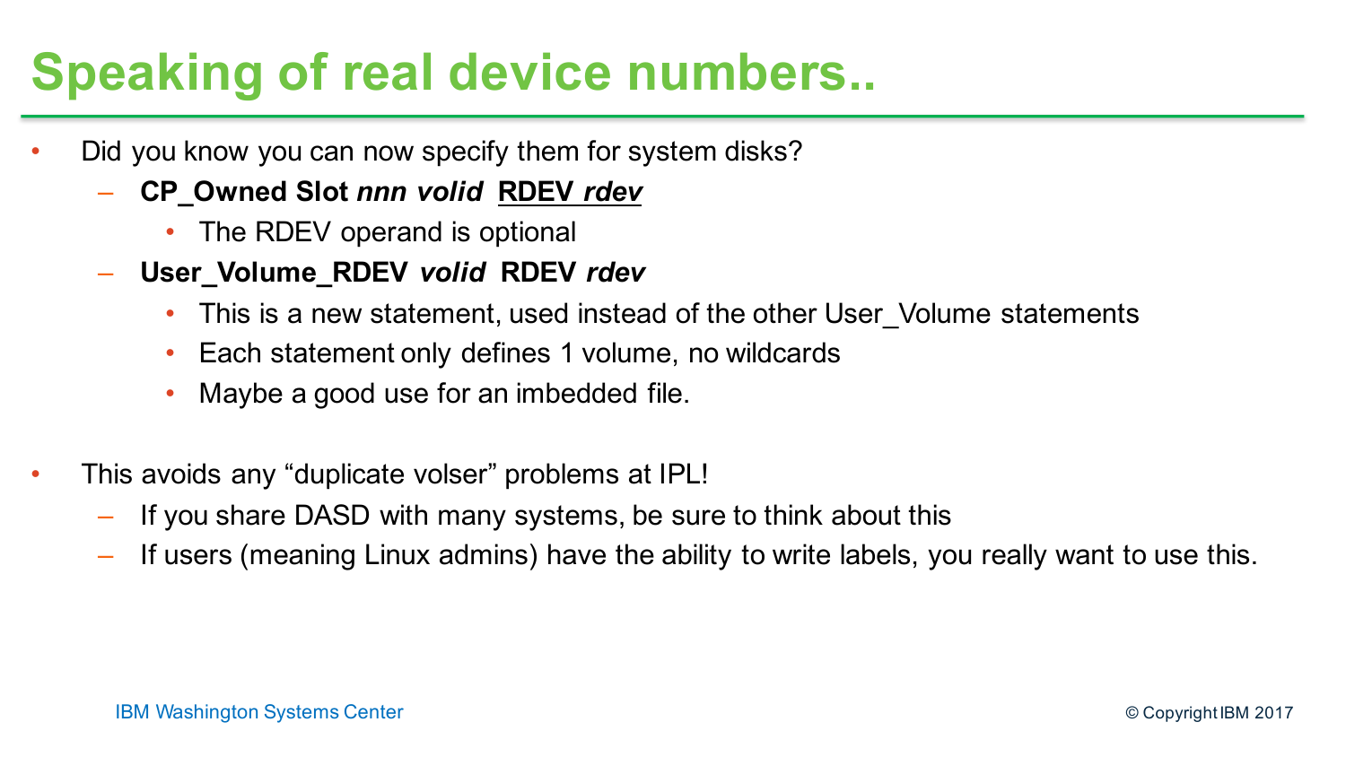# Speaking of real device numbers..

- Did you know you can now specify them for system disks?
  - **CP_Owned Slot *nnn* *volid*** **<u>RDEV *rdev*</u>**
    - The RDEV operand is optional
  - **User_Volume_RDEV *volid*** **RDEV *rdev***
    - This is a new statement, used instead of the other User_Volume statements
    - Each statement only defines 1 volume, no wildcards
    - Maybe a good use for an imbedded file.

- This avoids any "duplicate volser" problems at IPL!
  - If you share DASD with many systems, be sure to think about this
  - If users (meaning Linux admins) have the ability to write labels, you really want to use this.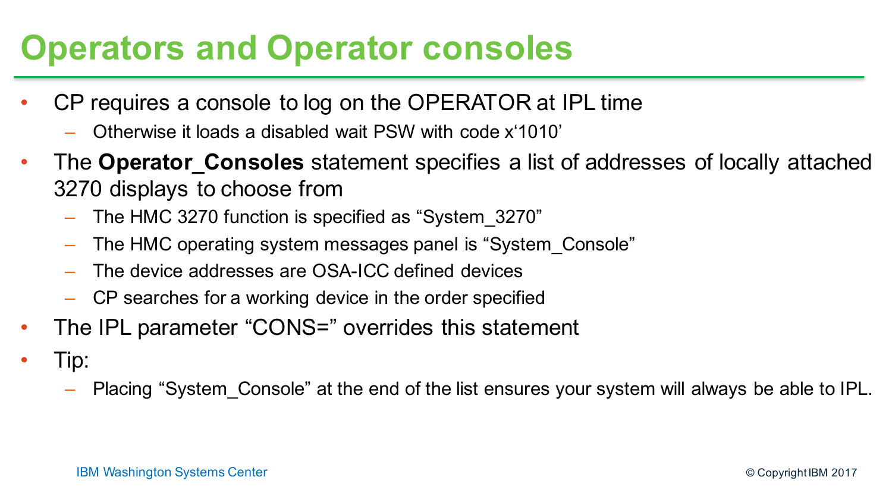# Operators and Operator consoles

- CP requires a console to log on the OPERATOR at IPL time
  - Otherwise it loads a disabled wait PSW with code x'1010'
- The **Operator_Consoles** statement specifies a list of addresses of locally attached 3270 displays to choose from
  - The HMC 3270 function is specified as "System_3270"
  - The HMC operating system messages panel is "System_Console"
  - The device addresses are OSA-ICC defined devices
  - CP searches for a working device in the order specified
- The IPL parameter "CONS=" overrides this statement
- Tip:
  - Placing "System_Console" at the end of the list ensures your system will always be able to IPL.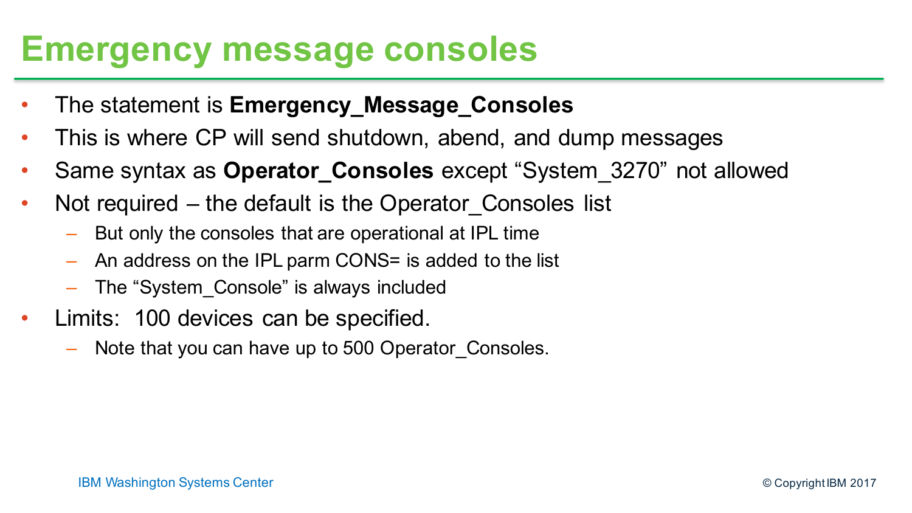# Emergency message consoles

- The statement is **Emergency_Message_Consoles**
- This is where CP will send shutdown, abend, and dump messages
- Same syntax as **Operator_Consoles** except “System_3270” not allowed
- Not required – the default is the Operator_Consoles list
  - But only the consoles that are operational at IPL time
  - An address on the IPL parm CONS= is added to the list
  - The “System_Console” is always included
- Limits: 100 devices can be specified.
  - Note that you can have up to 500 Operator_Consoles.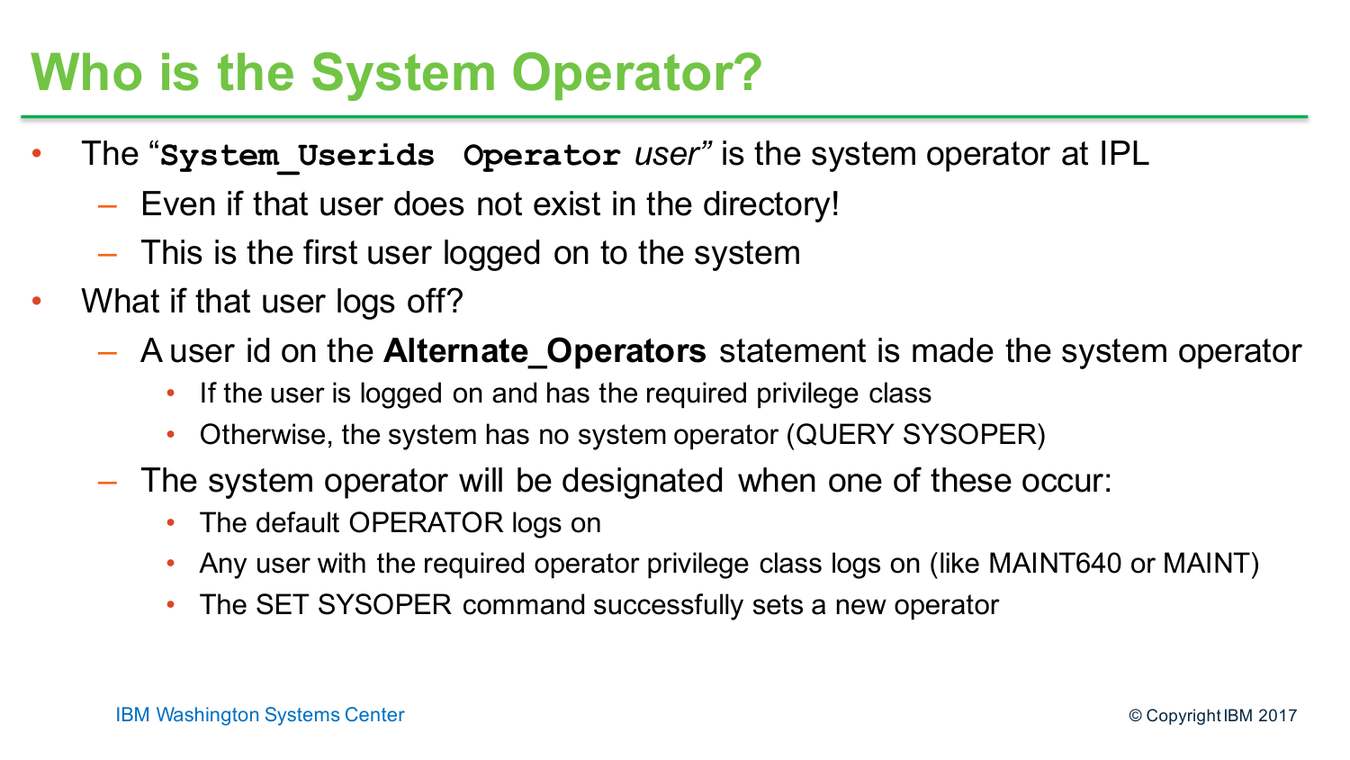# Who is the System Operator?

- The "`System_Userids Operator` *user*" is the system operator at IPL
  - Even if that user does not exist in the directory!
  - This is the first user logged on to the system
- What if that user logs off?
  - A user id on the **Alternate_Operators** statement is made the system operator
    - If the user is logged on and has the required privilege class
    - Otherwise, the system has no system operator (QUERY SYSOPER)
  - The system operator will be designated when one of these occur:
    - The default OPERATOR logs on
    - Any user with the required operator privilege class logs on (like MAINT640 or MAINT)
    - The SET SYSOPER command successfully sets a new operator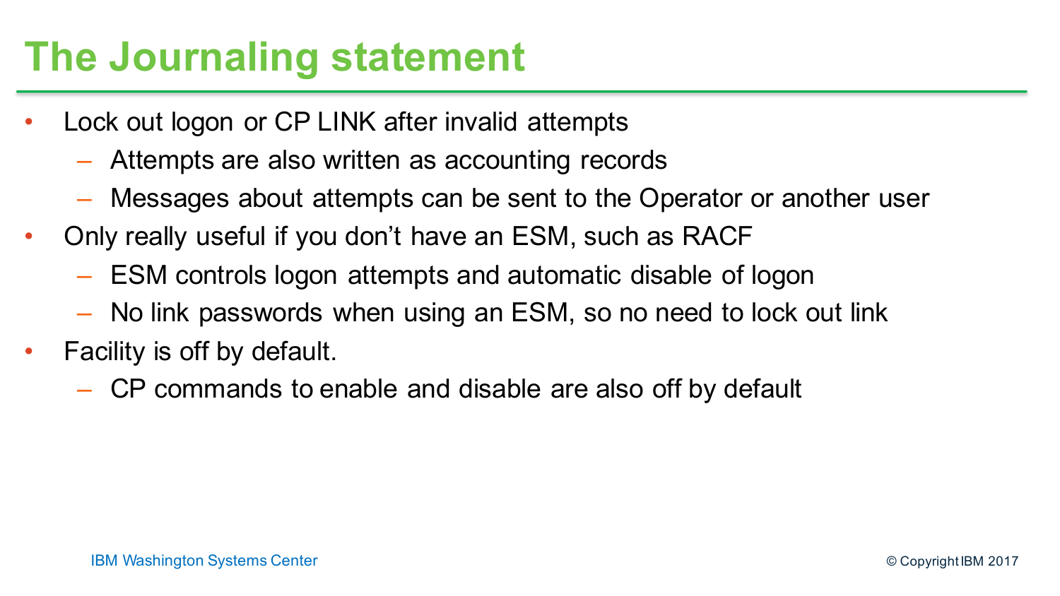# The Journaling statement

- Lock out logon or CP LINK after invalid attempts
  - Attempts are also written as accounting records
  - Messages about attempts can be sent to the Operator or another user
- Only really useful if you don't have an ESM, such as RACF
  - ESM controls logon attempts and automatic disable of logon
  - No link passwords when using an ESM, so no need to lock out link
- Facility is off by default.
  - CP commands to enable and disable are also off by default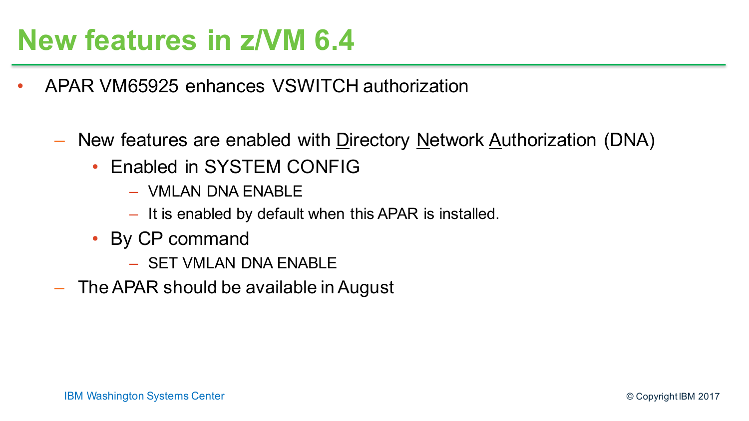# New features in z/VM 6.4

- APAR VM65925 enhances VSWITCH authorization
  - New features are enabled with Directory Network Authorization (DNA)
    - Enabled in SYSTEM CONFIG
      - VMLAN DNA ENABLE
      - It is enabled by default when this APAR is installed.
    - By CP command
      - SET VMLAN DNA ENABLE
  - The APAR should be available in August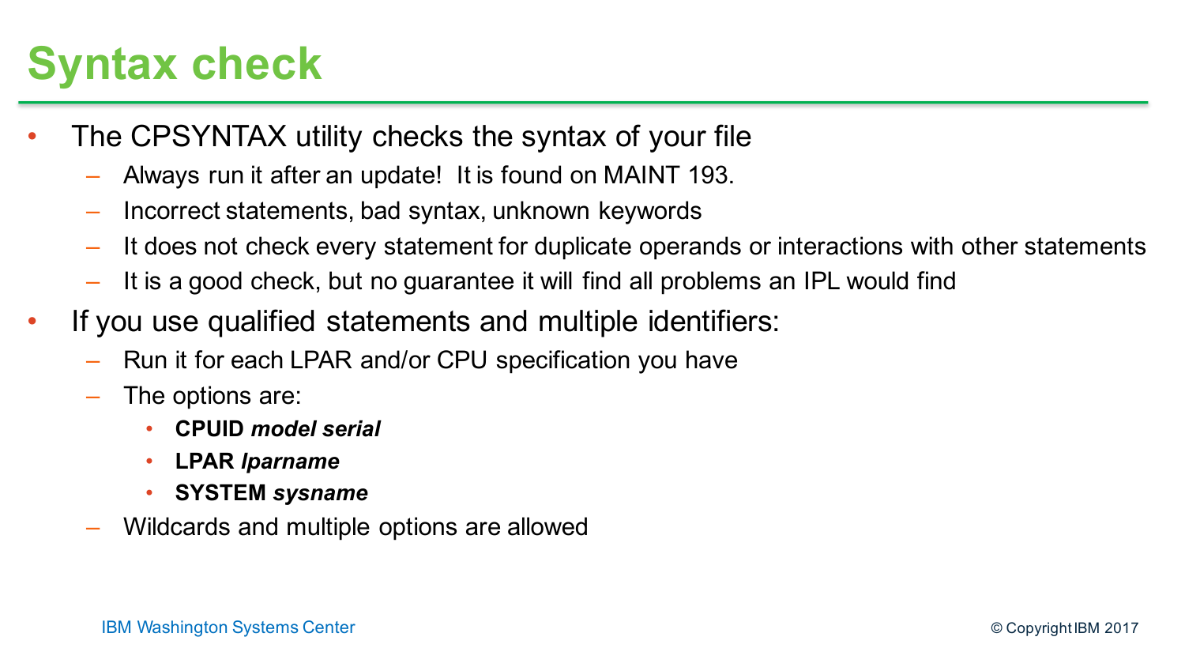# Syntax check

- The CPSYNTAX utility checks the syntax of your file
  - Always run it after an update! It is found on MAINT 193.
  - Incorrect statements, bad syntax, unknown keywords
  - It does not check every statement for duplicate operands or interactions with other statements
  - It is a good check, but no guarantee it will find all problems an IPL would find
- If you use qualified statements and multiple identifiers:
  - Run it for each LPAR and/or CPU specification you have
  - The options are:
    - **CPUID *model serial***
    - **LPAR *lparname***
    - **SYSTEM *sysname***
  - Wildcards and multiple options are allowed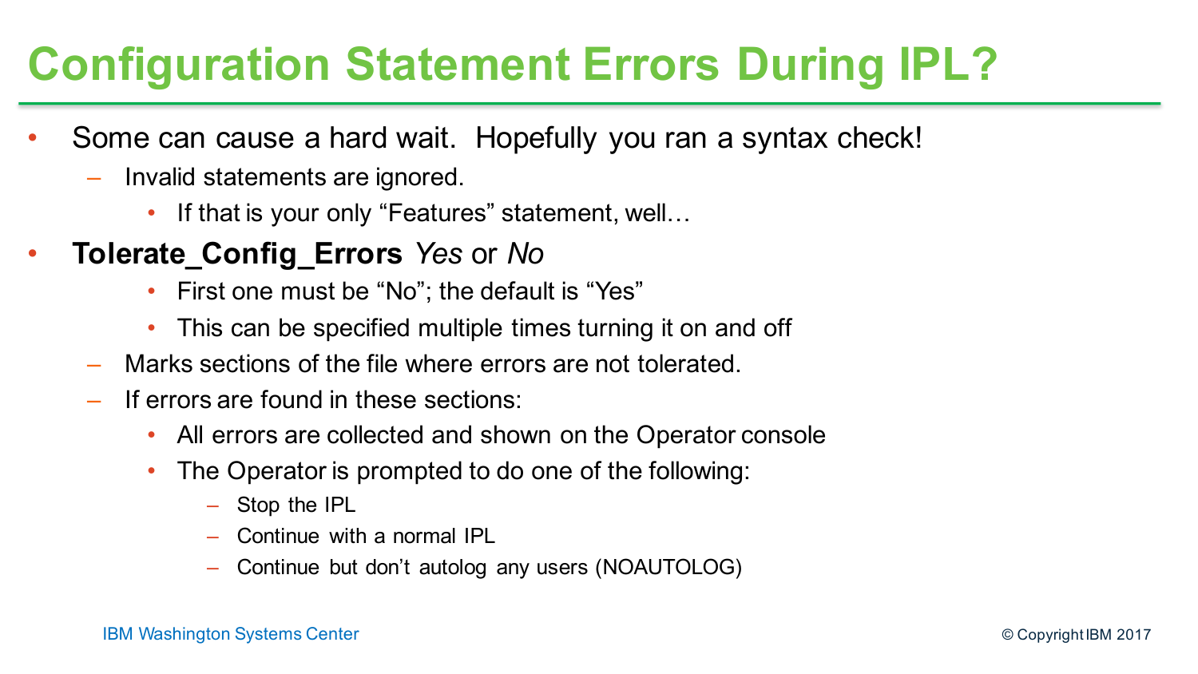# Configuration Statement Errors During IPL?

- Some can cause a hard wait.  Hopefully you ran a syntax check!
  - Invalid statements are ignored.
    - If that is your only "Features" statement, well…
- **Tolerate_Config_Errors** *Yes* or *No*
    - First one must be "No"; the default is "Yes"
    - This can be specified multiple times turning it on and off
  - Marks sections of the file where errors are not tolerated.
  - If errors are found in these sections:
    - All errors are collected and shown on the Operator console
    - The Operator is prompted to do one of the following:
      - Stop the IPL
      - Continue with a normal IPL
      - Continue but don't autolog any users (NOAUTOLOG)

IBM Washington Systems Center

© Copyright IBM 2017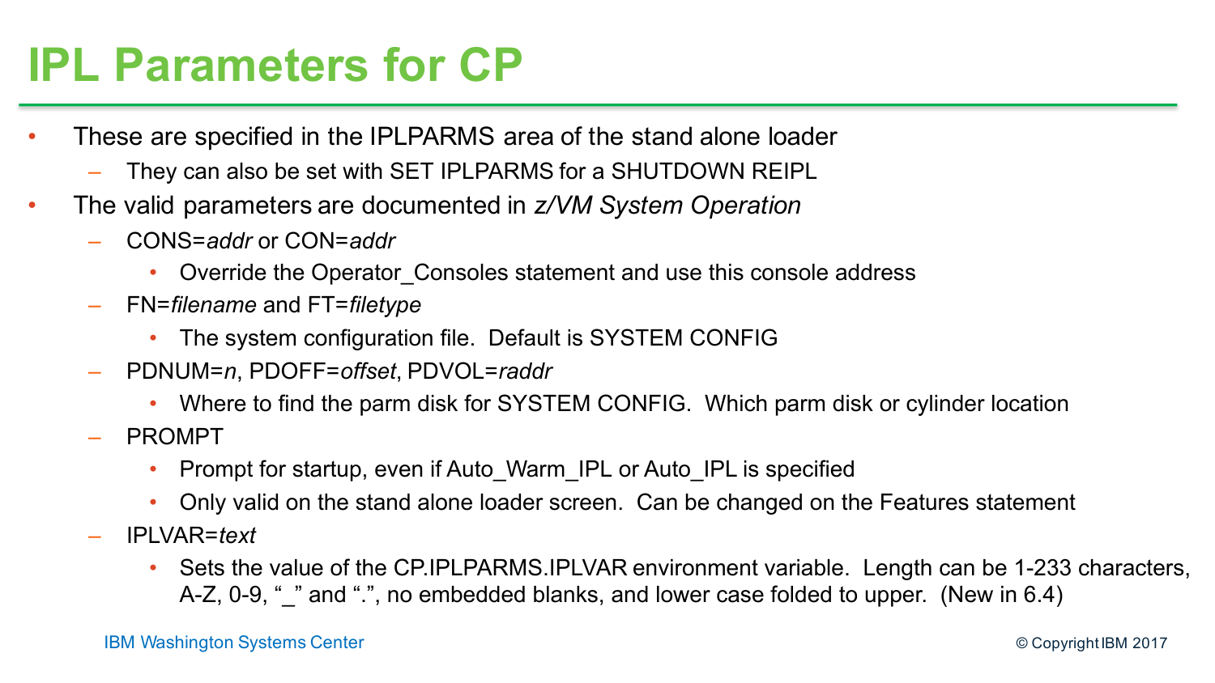# IPL Parameters for CP

- These are specified in the IPLPARMS area of the stand alone loader
  - They can also be set with SET IPLPARMS for a SHUTDOWN REIPL
- The valid parameters are documented in *z/VM System Operation*
  - CONS=*addr* or CON=*addr*
    - Override the Operator_Consoles statement and use this console address
  - FN=*filename* and FT=*filetype*
    - The system configuration file. Default is SYSTEM CONFIG
  - PDNUM=*n*, PDOFF=*offset*, PDVOL=*raddr*
    - Where to find the parm disk for SYSTEM CONFIG. Which parm disk or cylinder location
  - PROMPT
    - Prompt for startup, even if Auto_Warm_IPL or Auto_IPL is specified
    - Only valid on the stand alone loader screen. Can be changed on the Features statement
  - IPLVAR=*text*
    - Sets the value of the CP.IPLPARMS.IPLVAR environment variable. Length can be 1-233 characters, A-Z, 0-9, "_" and ".", no embedded blanks, and lower case folded to upper. (New in 6.4)

IBM Washington Systems Center

© Copyright IBM 2017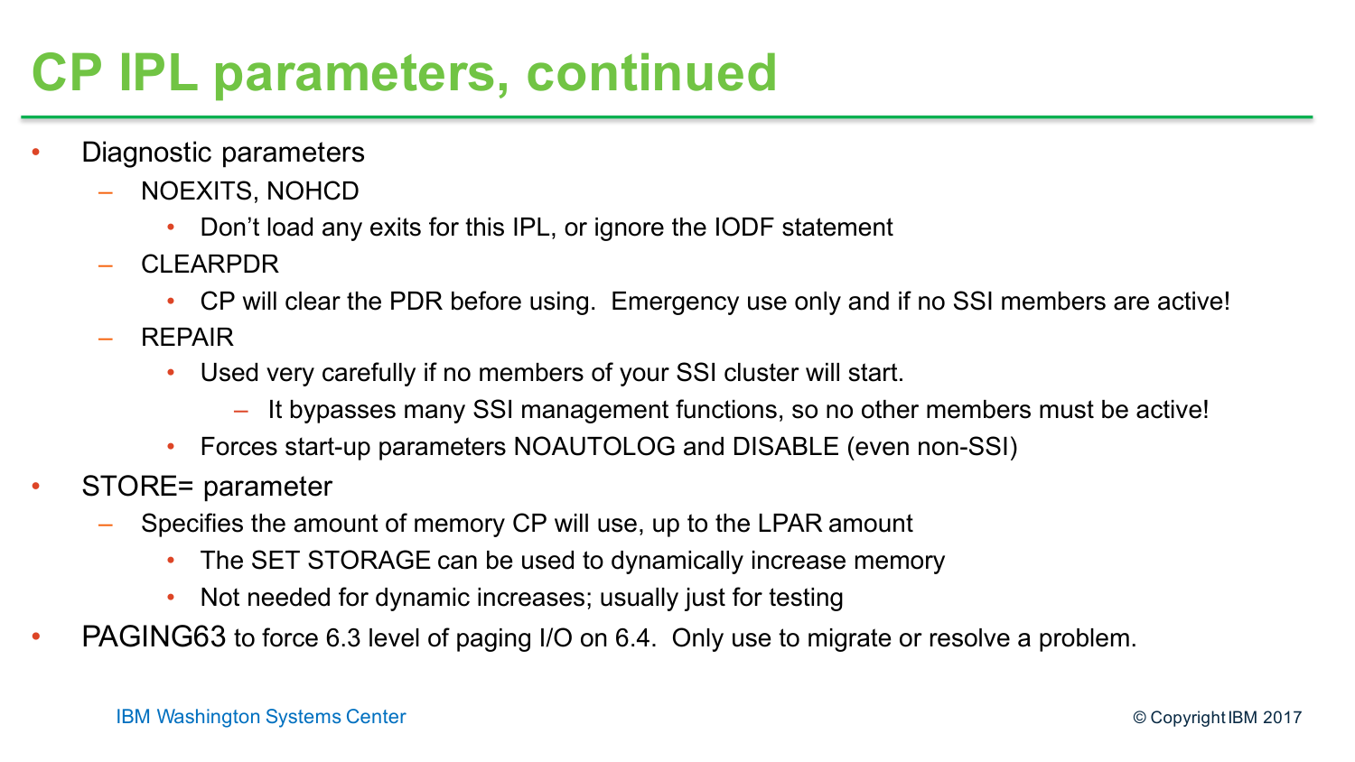# CP IPL parameters, continued

- Diagnostic parameters
  - NOEXITS, NOHCD
    - Don't load any exits for this IPL, or ignore the IODF statement
  - CLEARPDR
    - CP will clear the PDR before using. Emergency use only and if no SSI members are active!
  - REPAIR
    - Used very carefully if no members of your SSI cluster will start.
      - It bypasses many SSI management functions, so no other members must be active!
    - Forces start-up parameters NOAUTOLOG and DISABLE (even non-SSI)
- STORE= parameter
  - Specifies the amount of memory CP will use, up to the LPAR amount
    - The SET STORAGE can be used to dynamically increase memory
    - Not needed for dynamic increases; usually just for testing
- PAGING63 to force 6.3 level of paging I/O on 6.4. Only use to migrate or resolve a problem.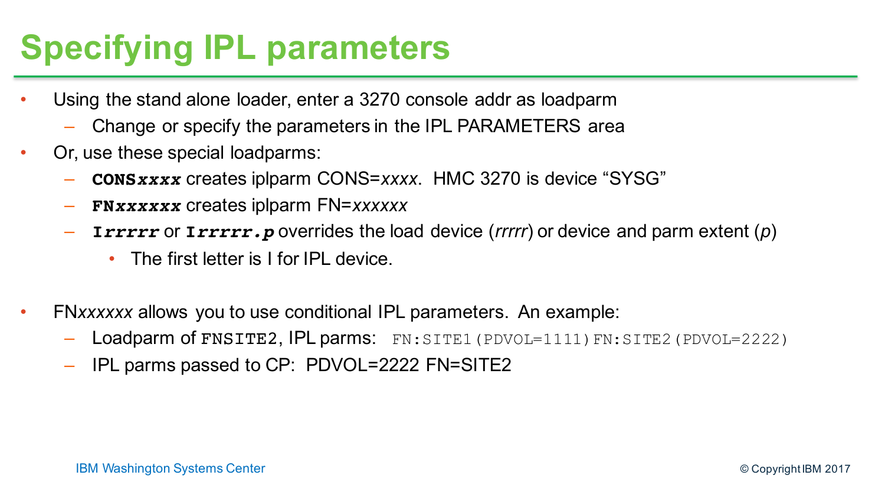# Specifying IPL parameters

- Using the stand alone loader, enter a 3270 console addr as loadparm
  - Change or specify the parameters in the IPL PARAMETERS area
- Or, use these special loadparms:
  - **`CONS`*`xxxx`*** creates iplparm CONS=*xxxx*. HMC 3270 is device "SYSG"
  - **`FN`*`xxxxxx`*** creates iplparm FN=*xxxxxx*
  - **`I`*`rrrrr`*** or **`I`*`rrrrr.p`*** overrides the load device (*rrrrr*) or device and parm extent (*p*)
    - The first letter is I for IPL device.

- FN*xxxxxx* allows you to use conditional IPL parameters. An example:
  - Loadparm of `FNSITE2`, IPL parms: `FN:SITE1(PDVOL=1111)FN:SITE2(PDVOL=2222)`
  - IPL parms passed to CP: PDVOL=2222 FN=SITE2

IBM Washington Systems Center

© Copyright IBM 2017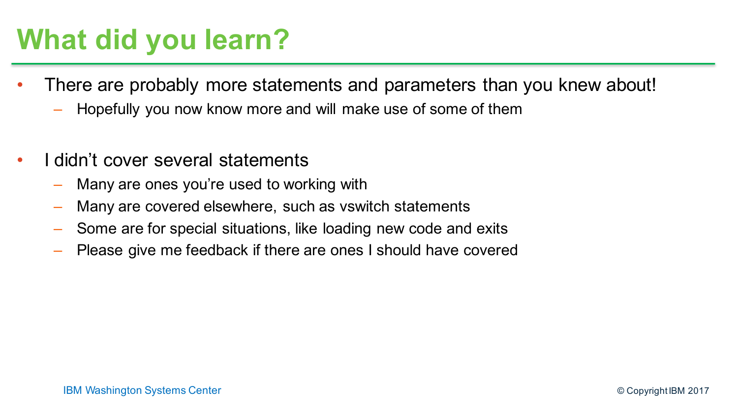# What did you learn?

- There are probably more statements and parameters than you knew about!
  - Hopefully you now know more and will make use of some of them
- I didn't cover several statements
  - Many are ones you're used to working with
  - Many are covered elsewhere, such as vswitch statements
  - Some are for special situations, like loading new code and exits
  - Please give me feedback if there are ones I should have covered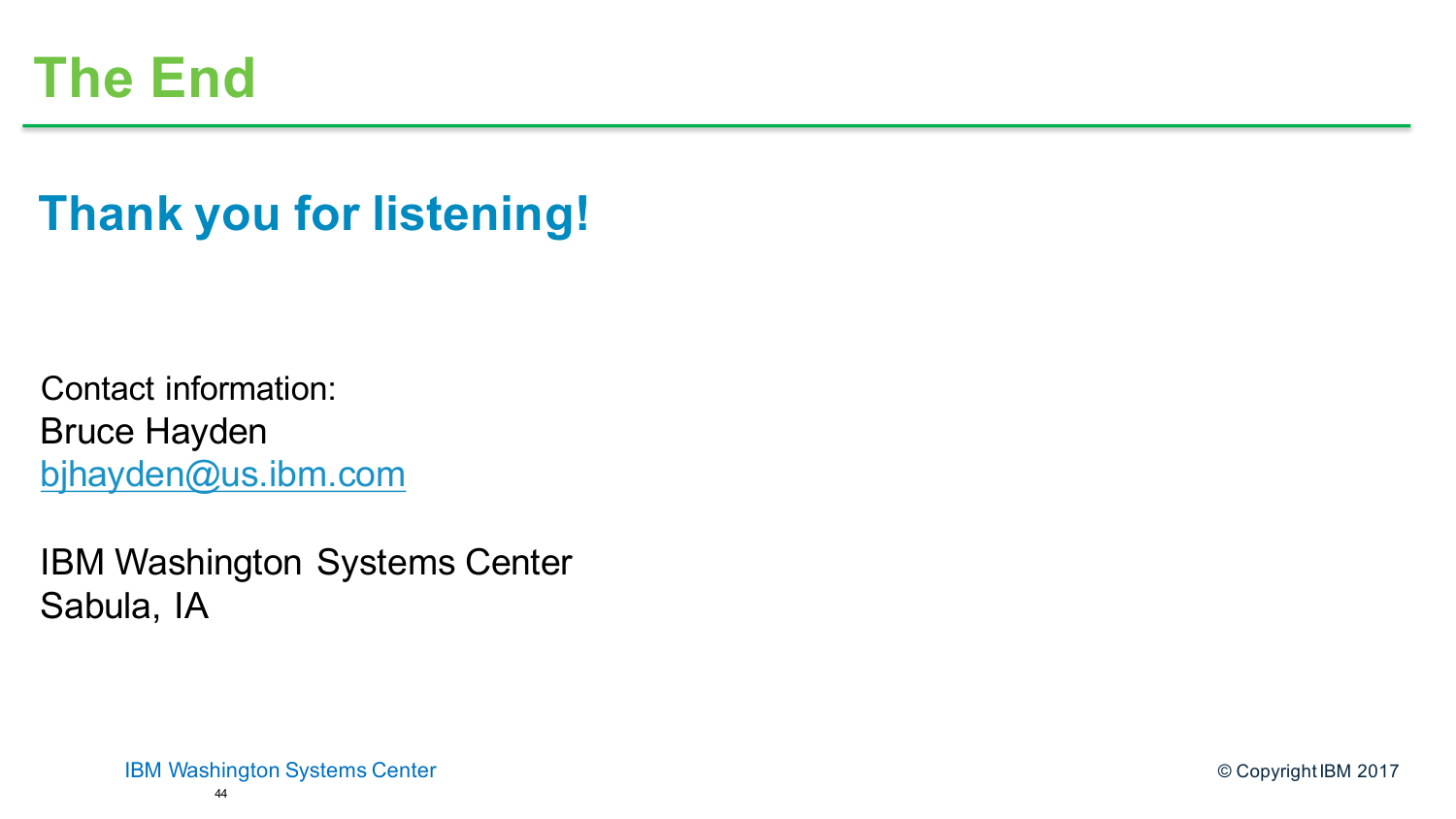# The End

## Thank you for listening!

Contact information:
Bruce Hayden
bjhayden@us.ibm.com

IBM Washington Systems Center
Sabula, IA